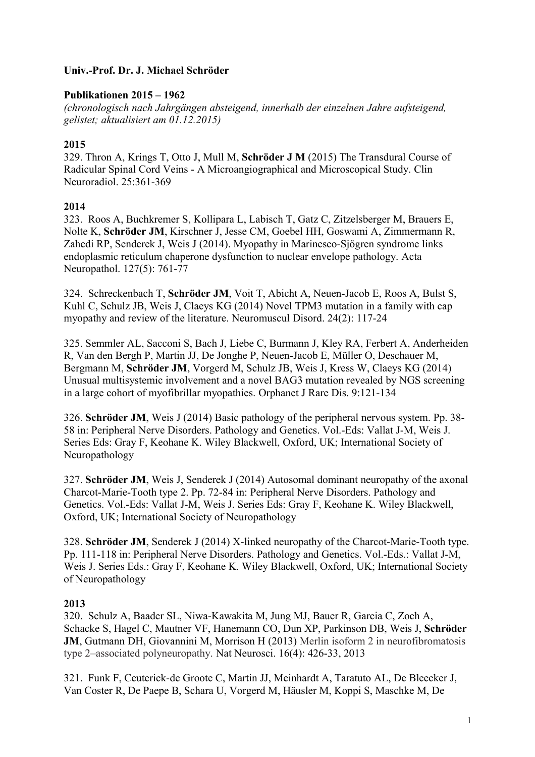**Univ.-Prof. Dr. J. Michael Schröder**

**Publikationen 2015 – 1962**
*(chronologisch nach Jahrgängen absteigend, innerhalb der einzelnen Jahre aufsteigend, gelistet; aktualisiert am 01.12.2015)*

**2015**
329. Thron A, Krings T, Otto J, Mull M, **Schröder J M** (2015) The Transdural Course of Radicular Spinal Cord Veins - A Microangiographical and Microscopical Study. Clin Neuroradiol. 25:361-369

**2014**
323. Roos A, Buchkremer S, Kollipara L, Labisch T, Gatz C, Zitzelsberger M, Brauers E, Nolte K, **Schröder JM**, Kirschner J, Jesse CM, Goebel HH, Goswami A, Zimmermann R, Zahedi RP, Senderek J, Weis J (2014). Myopathy in Marinesco-Sjögren syndrome links endoplasmic reticulum chaperone dysfunction to nuclear envelope pathology. Acta Neuropathol. 127(5): 761-77

324. Schreckenbach T, **Schröder JM**, Voit T, Abicht A, Neuen-Jacob E, Roos A, Bulst S, Kuhl C, Schulz JB, Weis J, Claeys KG (2014) Novel TPM3 mutation in a family with cap myopathy and review of the literature. Neuromuscul Disord. 24(2): 117-24

325. Semmler AL, Sacconi S, Bach J, Liebe C, Burmann J, Kley RA, Ferbert A, Anderheiden R, Van den Bergh P, Martin JJ, De Jonghe P, Neuen-Jacob E, Müller O, Deschauer M, Bergmann M, **Schröder JM**, Vorgerd M, Schulz JB, Weis J, Kress W, Claeys KG (2014) Unusual multisystemic involvement and a novel BAG3 mutation revealed by NGS screening in a large cohort of myofibrillar myopathies. Orphanet J Rare Dis. 9:121-134

326. **Schröder JM**, Weis J (2014) Basic pathology of the peripheral nervous system. Pp. 38-58 in: Peripheral Nerve Disorders. Pathology and Genetics. Vol.-Eds: Vallat J-M, Weis J. Series Eds: Gray F, Keohane K. Wiley Blackwell, Oxford, UK; International Society of Neuropathology

327. **Schröder JM**, Weis J, Senderek J (2014) Autosomal dominant neuropathy of the axonal Charcot-Marie-Tooth type 2. Pp. 72-84 in: Peripheral Nerve Disorders. Pathology and Genetics. Vol.-Eds: Vallat J-M, Weis J. Series Eds: Gray F, Keohane K. Wiley Blackwell, Oxford, UK; International Society of Neuropathology

328. **Schröder JM**, Senderek J (2014) X-linked neuropathy of the Charcot-Marie-Tooth type. Pp. 111-118 in: Peripheral Nerve Disorders. Pathology and Genetics. Vol.-Eds.: Vallat J-M, Weis J. Series Eds.: Gray F, Keohane K. Wiley Blackwell, Oxford, UK; International Society of Neuropathology

**2013**
320. Schulz A, Baader SL, Niwa-Kawakita M, Jung MJ, Bauer R, Garcia C, Zoch A, Schacke S, Hagel C, Mautner VF, Hanemann CO, Dun XP, Parkinson DB, Weis J, **Schröder JM**, Gutmann DH, Giovannini M, Morrison H (2013) Merlin isoform 2 in neurofibromatosis type 2–associated polyneuropathy. Nat Neurosci. 16(4): 426-33, 2013

321. Funk F, Ceuterick-de Groote C, Martin JJ, Meinhardt A, Taratuto AL, De Bleecker J, Van Coster R, De Paepe B, Schara U, Vorgerd M, Häusler M, Koppi S, Maschke M, De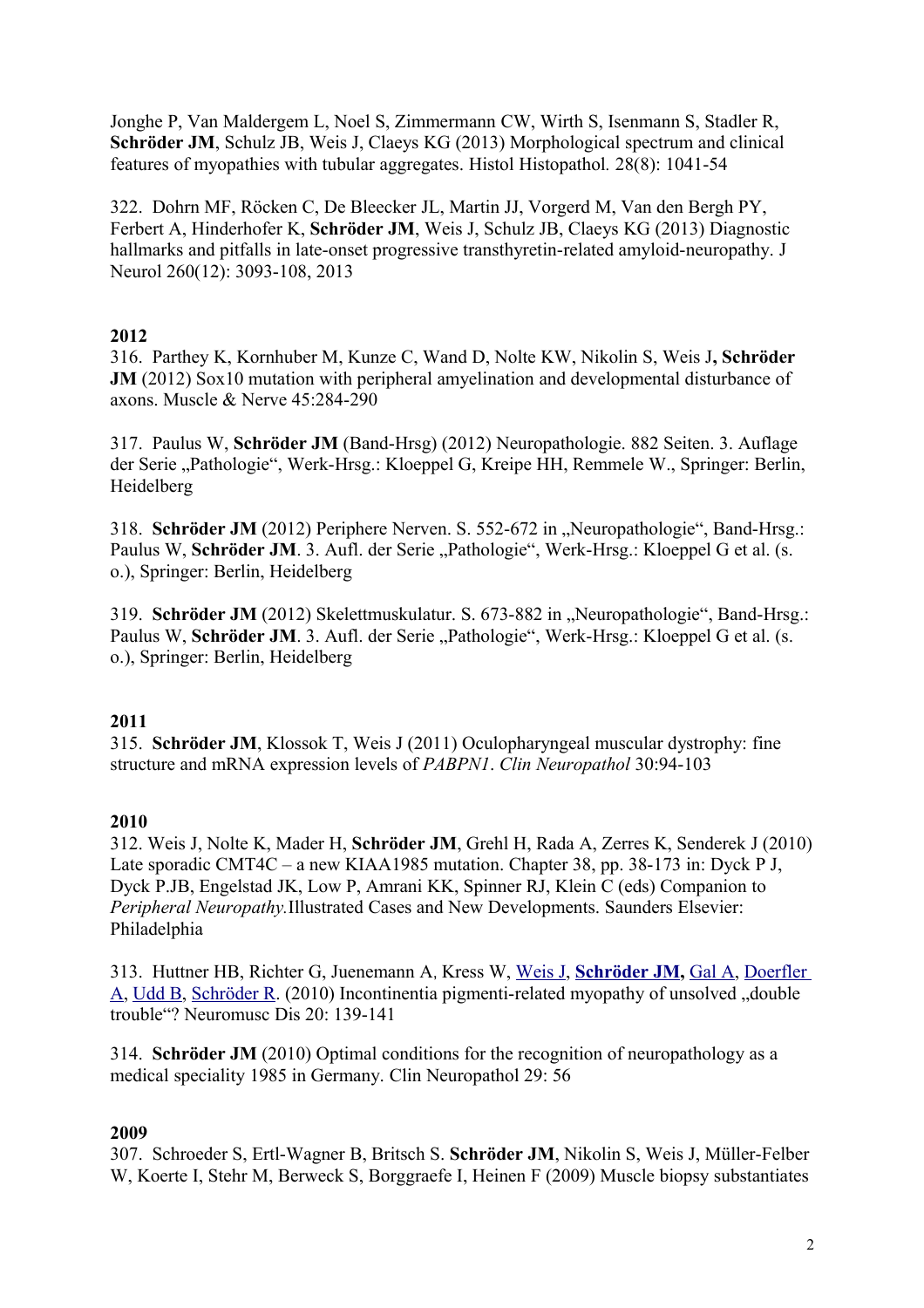Jonghe P, Van Maldergem L, Noel S, Zimmermann CW, Wirth S, Isenmann S, Stadler R, **Schröder JM**, Schulz JB, Weis J, Claeys KG (2013) Morphological spectrum and clinical features of myopathies with tubular aggregates. Histol Histopathol. 28(8): 1041-54

322. Dohrn MF, Röcken C, De Bleecker JL, Martin JJ, Vorgerd M, Van den Bergh PY, Ferbert A, Hinderhofer K, **Schröder JM**, Weis J, Schulz JB, Claeys KG (2013) Diagnostic hallmarks and pitfalls in late-onset progressive transthyretin-related amyloid-neuropathy. J Neurol 260(12): 3093-108, 2013

**2012**

316. Parthey K, Kornhuber M, Kunze C, Wand D, Nolte KW, Nikolin S, Weis J**, Schröder JM** (2012) Sox10 mutation with peripheral amyelination and developmental disturbance of axons. Muscle & Nerve 45:284-290

317. Paulus W, **Schröder JM** (Band-Hrsg) (2012) Neuropathologie. 882 Seiten. 3. Auflage der Serie „Pathologie", Werk-Hrsg.: Kloeppel G, Kreipe HH, Remmele W., Springer: Berlin, Heidelberg

318. **Schröder JM** (2012) Periphere Nerven. S. 552-672 in „Neuropathologie", Band-Hrsg.: Paulus W, **Schröder JM**. 3. Aufl. der Serie „Pathologie", Werk-Hrsg.: Kloeppel G et al. (s. o.), Springer: Berlin, Heidelberg

319. **Schröder JM** (2012) Skelettmuskulatur. S. 673-882 in „Neuropathologie", Band-Hrsg.: Paulus W, **Schröder JM**. 3. Aufl. der Serie „Pathologie", Werk-Hrsg.: Kloeppel G et al. (s. o.), Springer: Berlin, Heidelberg

**2011**

315. **Schröder JM**, Klossok T, Weis J (2011) Oculopharyngeal muscular dystrophy: fine structure and mRNA expression levels of *PABPN1*. *Clin Neuropathol* 30:94-103

**2010**

312. Weis J, Nolte K, Mader H, **Schröder JM**, Grehl H, Rada A, Zerres K, Senderek J (2010) Late sporadic CMT4C – a new KIAA1985 mutation. Chapter 38, pp. 38-173 in: Dyck P J, Dyck P.JB, Engelstad JK, Low P, Amrani KK, Spinner RJ, Klein C (eds) Companion to *Peripheral Neuropathy.*Illustrated Cases and New Developments. Saunders Elsevier: Philadelphia

313. Huttner HB, Richter G, Juenemann A, Kress W, Weis J, **Schröder JM,** Gal A, Doerfler A, Udd B, Schröder R. (2010) Incontinentia pigmenti-related myopathy of unsolved „double trouble"? Neuromusc Dis 20: 139-141

314. **Schröder JM** (2010) Optimal conditions for the recognition of neuropathology as a medical speciality 1985 in Germany. Clin Neuropathol 29: 56

**2009**

307. Schroeder S, Ertl-Wagner B, Britsch S. **Schröder JM**, Nikolin S, Weis J, Müller-Felber W, Koerte I, Stehr M, Berweck S, Borggraefe I, Heinen F (2009) Muscle biopsy substantiates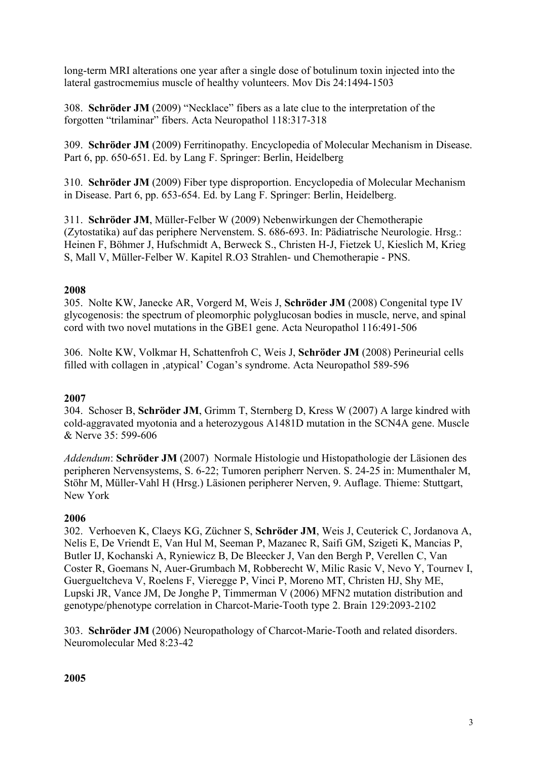long-term MRI alterations one year after a single dose of botulinum toxin injected into the lateral gastrocmemius muscle of healthy volunteers. Mov Dis 24:1494-1503

308. **Schröder JM** (2009) "Necklace" fibers as a late clue to the interpretation of the forgotten "trilaminar" fibers. Acta Neuropathol 118:317-318

309. **Schröder JM** (2009) Ferritinopathy. Encyclopedia of Molecular Mechanism in Disease. Part 6, pp. 650-651. Ed. by Lang F. Springer: Berlin, Heidelberg

310. **Schröder JM** (2009) Fiber type disproportion. Encyclopedia of Molecular Mechanism in Disease. Part 6, pp. 653-654. Ed. by Lang F. Springer: Berlin, Heidelberg.

311. **Schröder JM**, Müller-Felber W (2009) Nebenwirkungen der Chemotherapie (Zytostatika) auf das periphere Nervenstem. S. 686-693. In: Pädiatrische Neurologie. Hrsg.: Heinen F, Böhmer J, Hufschmidt A, Berweck S., Christen H-J, Fietzek U, Kieslich M, Krieg S, Mall V, Müller-Felber W. Kapitel R.O3 Strahlen- und Chemotherapie - PNS.

**2008**

305. Nolte KW, Janecke AR, Vorgerd M, Weis J, **Schröder JM** (2008) Congenital type IV glycogenosis: the spectrum of pleomorphic polyglucosan bodies in muscle, nerve, and spinal cord with two novel mutations in the GBE1 gene. Acta Neuropathol 116:491-506

306. Nolte KW, Volkmar H, Schattenfroh C, Weis J, **Schröder JM** (2008) Perineurial cells filled with collagen in ‚atypical' Cogan's syndrome. Acta Neuropathol 589-596

**2007**

304. Schoser B, **Schröder JM**, Grimm T, Sternberg D, Kress W (2007) A large kindred with cold-aggravated myotonia and a heterozygous A1481D mutation in the SCN4A gene. Muscle & Nerve 35: 599-606

*Addendum*: **Schröder JM** (2007) Normale Histologie und Histopathologie der Läsionen des peripheren Nervensystems, S. 6-22; Tumoren peripherr Nerven. S. 24-25 in: Mumenthaler M, Stöhr M, Müller-Vahl H (Hrsg.) Läsionen peripherer Nerven, 9. Auflage. Thieme: Stuttgart, New York

**2006**

302. Verhoeven K, Claeys KG, Züchner S, **Schröder JM**, Weis J, Ceuterick C, Jordanova A, Nelis E, De Vriendt E, Van Hul M, Seeman P, Mazanec R, Saifi GM, Szigeti K, Mancias P, Butler IJ, Kochanski A, Ryniewicz B, De Bleecker J, Van den Bergh P, Verellen C, Van Coster R, Goemans N, Auer-Grumbach M, Robberecht W, Milic Rasic V, Nevo Y, Tournev I, Guergueltcheva V, Roelens F, Vieregge P, Vinci P, Moreno MT, Christen HJ, Shy ME, Lupski JR, Vance JM, De Jonghe P, Timmerman V (2006) MFN2 mutation distribution and genotype/phenotype correlation in Charcot-Marie-Tooth type 2. Brain 129:2093-2102

303. **Schröder JM** (2006) Neuropathology of Charcot-Marie-Tooth and related disorders. Neuromolecular Med 8:23-42

**2005**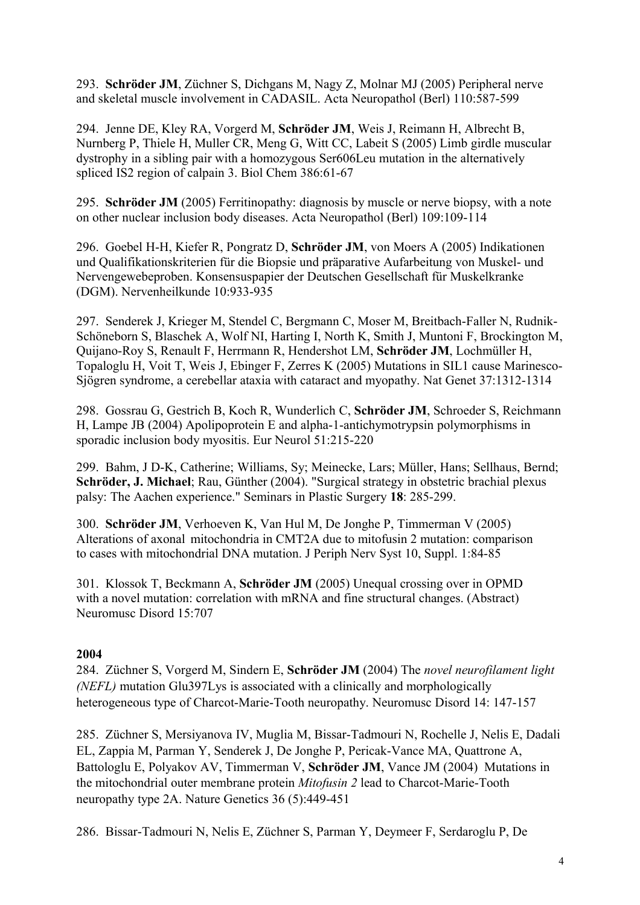293. **Schröder JM**, Züchner S, Dichgans M, Nagy Z, Molnar MJ (2005) Peripheral nerve and skeletal muscle involvement in CADASIL. Acta Neuropathol (Berl) 110:587-599

294. Jenne DE, Kley RA, Vorgerd M, **Schröder JM**, Weis J, Reimann H, Albrecht B, Nurnberg P, Thiele H, Muller CR, Meng G, Witt CC, Labeit S (2005) Limb girdle muscular dystrophy in a sibling pair with a homozygous Ser606Leu mutation in the alternatively spliced IS2 region of calpain 3. Biol Chem 386:61-67

295. **Schröder JM** (2005) Ferritinopathy: diagnosis by muscle or nerve biopsy, with a note on other nuclear inclusion body diseases. Acta Neuropathol (Berl) 109:109-114

296. Goebel H-H, Kiefer R, Pongratz D, **Schröder JM**, von Moers A (2005) Indikationen und Qualifikationskriterien für die Biopsie und präparative Aufarbeitung von Muskel- und Nervengewebeproben. Konsensuspapier der Deutschen Gesellschaft für Muskelkranke (DGM). Nervenheilkunde 10:933-935

297. Senderek J, Krieger M, Stendel C, Bergmann C, Moser M, Breitbach-Faller N, Rudnik-Schöneborn S, Blaschek A, Wolf NI, Harting I, North K, Smith J, Muntoni F, Brockington M, Quijano-Roy S, Renault F, Herrmann R, Hendershot LM, **Schröder JM**, Lochmüller H, Topaloglu H, Voit T, Weis J, Ebinger F, Zerres K (2005) Mutations in SIL1 cause Marinesco-Sjögren syndrome, a cerebellar ataxia with cataract and myopathy. Nat Genet 37:1312-1314

298. Gossrau G, Gestrich B, Koch R, Wunderlich C, **Schröder JM**, Schroeder S, Reichmann H, Lampe JB (2004) Apolipoprotein E and alpha-1-antichymotrypsin polymorphisms in sporadic inclusion body myositis. Eur Neurol 51:215-220

299. Bahm, J D-K, Catherine; Williams, Sy; Meinecke, Lars; Müller, Hans; Sellhaus, Bernd; **Schröder, J. Michael**; Rau, Günther (2004). "Surgical strategy in obstetric brachial plexus palsy: The Aachen experience." Seminars in Plastic Surgery **18**: 285-299.

300. **Schröder JM**, Verhoeven K, Van Hul M, De Jonghe P, Timmerman V (2005) Alterations of axonal mitochondria in CMT2A due to mitofusin 2 mutation: comparison to cases with mitochondrial DNA mutation. J Periph Nerv Syst 10, Suppl. 1:84-85

301. Klossok T, Beckmann A, **Schröder JM** (2005) Unequal crossing over in OPMD with a novel mutation: correlation with mRNA and fine structural changes. (Abstract) Neuromusc Disord 15:707

**2004**

284. Züchner S, Vorgerd M, Sindern E, **Schröder JM** (2004) The *novel neurofilament light (NEFL)* mutation Glu397Lys is associated with a clinically and morphologically heterogeneous type of Charcot-Marie-Tooth neuropathy. Neuromusc Disord 14: 147-157

285. Züchner S, Mersiyanova IV, Muglia M, Bissar-Tadmouri N, Rochelle J, Nelis E, Dadali EL, Zappia M, Parman Y, Senderek J, De Jonghe P, Pericak-Vance MA, Quattrone A, Battologlu E, Polyakov AV, Timmerman V, **Schröder JM**, Vance JM (2004) Mutations in the mitochondrial outer membrane protein *Mitofusin 2* lead to Charcot-Marie-Tooth neuropathy type 2A. Nature Genetics 36 (5):449-451

286. Bissar-Tadmouri N, Nelis E, Züchner S, Parman Y, Deymeer F, Serdaroglu P, De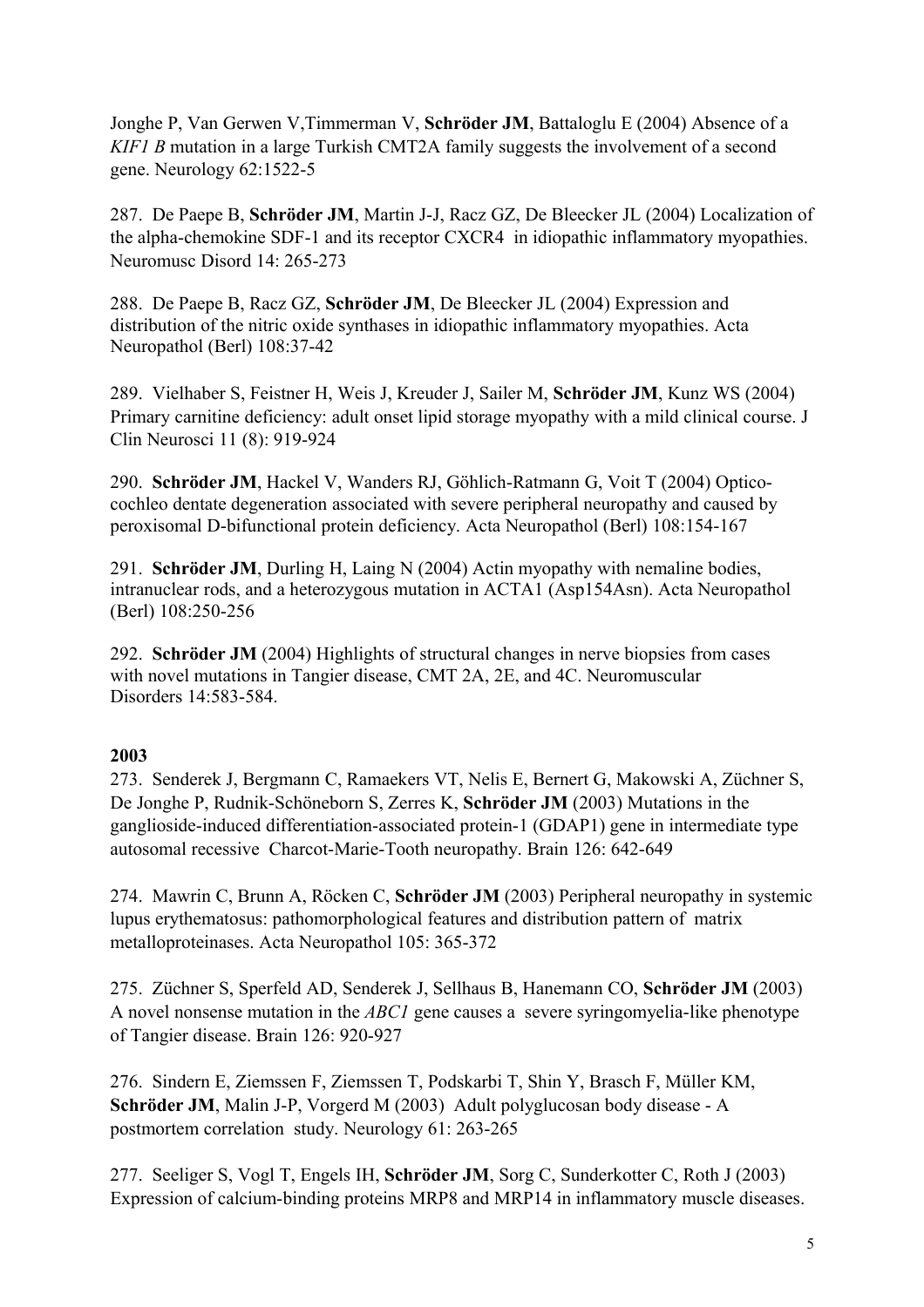Jonghe P, Van Gerwen V,Timmerman V, **Schröder JM**, Battaloglu E (2004) Absence of a *KIF1 B* mutation in a large Turkish CMT2A family suggests the involvement of a second gene. Neurology 62:1522-5

287. De Paepe B, **Schröder JM**, Martin J-J, Racz GZ, De Bleecker JL (2004) Localization of the alpha-chemokine SDF-1 and its receptor CXCR4 in idiopathic inflammatory myopathies. Neuromusc Disord 14: 265-273

288. De Paepe B, Racz GZ, **Schröder JM**, De Bleecker JL (2004) Expression and distribution of the nitric oxide synthases in idiopathic inflammatory myopathies. Acta Neuropathol (Berl) 108:37-42

289. Vielhaber S, Feistner H, Weis J, Kreuder J, Sailer M, **Schröder JM**, Kunz WS (2004) Primary carnitine deficiency: adult onset lipid storage myopathy with a mild clinical course. J Clin Neurosci 11 (8): 919-924

290. **Schröder JM**, Hackel V, Wanders RJ, Göhlich-Ratmann G, Voit T (2004) Optico-cochleo dentate degeneration associated with severe peripheral neuropathy and caused by peroxisomal D-bifunctional protein deficiency. Acta Neuropathol (Berl) 108:154-167

291. **Schröder JM**, Durling H, Laing N (2004) Actin myopathy with nemaline bodies, intranuclear rods, and a heterozygous mutation in ACTA1 (Asp154Asn). Acta Neuropathol (Berl) 108:250-256

292. **Schröder JM** (2004) Highlights of structural changes in nerve biopsies from cases with novel mutations in Tangier disease, CMT 2A, 2E, and 4C. Neuromuscular Disorders 14:583-584.

**2003**

273. Senderek J, Bergmann C, Ramaekers VT, Nelis E, Bernert G, Makowski A, Züchner S, De Jonghe P, Rudnik-Schöneborn S, Zerres K, **Schröder JM** (2003) Mutations in the ganglioside-induced differentiation-associated protein-1 (GDAP1) gene in intermediate type autosomal recessive Charcot-Marie-Tooth neuropathy. Brain 126: 642-649

274. Mawrin C, Brunn A, Röcken C, **Schröder JM** (2003) Peripheral neuropathy in systemic lupus erythematosus: pathomorphological features and distribution pattern of matrix metalloproteinases. Acta Neuropathol 105: 365-372

275. Züchner S, Sperfeld AD, Senderek J, Sellhaus B, Hanemann CO, **Schröder JM** (2003) A novel nonsense mutation in the *ABC1* gene causes a severe syringomyelia-like phenotype of Tangier disease. Brain 126: 920-927

276. Sindern E, Ziemssen F, Ziemssen T, Podskarbi T, Shin Y, Brasch F, Müller KM, **Schröder JM**, Malin J-P, Vorgerd M (2003) Adult polyglucosan body disease - A postmortem correlation study. Neurology 61: 263-265

277. Seeliger S, Vogl T, Engels IH, **Schröder JM**, Sorg C, Sunderkotter C, Roth J (2003) Expression of calcium-binding proteins MRP8 and MRP14 in inflammatory muscle diseases.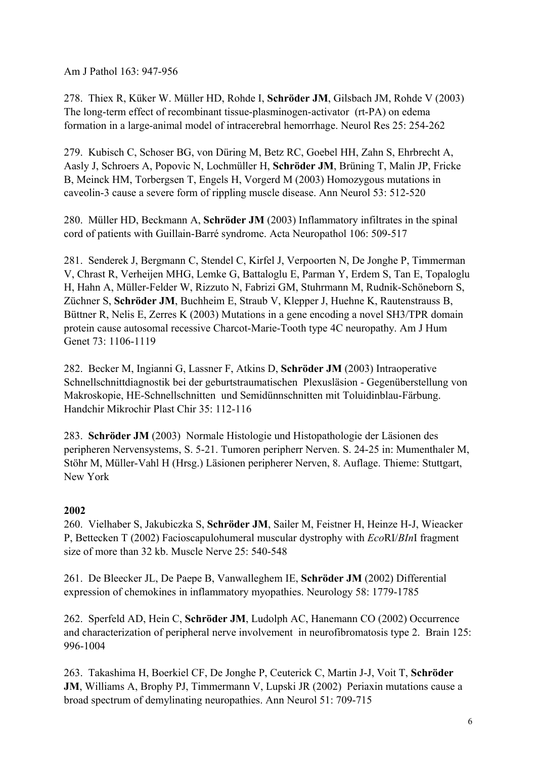Am J Pathol 163: 947-956

278. Thiex R, Küker W. Müller HD, Rohde I, **Schröder JM**, Gilsbach JM, Rohde V (2003) The long-term effect of recombinant tissue-plasminogen-activator (rt-PA) on edema formation in a large-animal model of intracerebral hemorrhage. Neurol Res 25: 254-262

279. Kubisch C, Schoser BG, von Düring M, Betz RC, Goebel HH, Zahn S, Ehrbrecht A, Aasly J, Schroers A, Popovic N, Lochmüller H, **Schröder JM**, Brüning T, Malin JP, Fricke B, Meinck HM, Torbergsen T, Engels H, Vorgerd M (2003) Homozygous mutations in caveolin-3 cause a severe form of rippling muscle disease. Ann Neurol 53: 512-520

280. Müller HD, Beckmann A, **Schröder JM** (2003) Inflammatory infiltrates in the spinal cord of patients with Guillain-Barré syndrome. Acta Neuropathol 106: 509-517

281. Senderek J, Bergmann C, Stendel C, Kirfel J, Verpoorten N, De Jonghe P, Timmerman V, Chrast R, Verheijen MHG, Lemke G, Battaloglu E, Parman Y, Erdem S, Tan E, Topaloglu H, Hahn A, Müller-Felder W, Rizzuto N, Fabrizi GM, Stuhrmann M, Rudnik-Schöneborn S, Züchner S, **Schröder JM**, Buchheim E, Straub V, Klepper J, Huehne K, Rautenstrauss B, Büttner R, Nelis E, Zerres K (2003) Mutations in a gene encoding a novel SH3/TPR domain protein cause autosomal recessive Charcot-Marie-Tooth type 4C neuropathy. Am J Hum Genet 73: 1106-1119

282. Becker M, Ingianni G, Lassner F, Atkins D, **Schröder JM** (2003) Intraoperative Schnellschnittdiagnostik bei der geburtstraumatischen Plexusläsion - Gegenüberstellung von Makroskopie, HE-Schnellschnitten und Semidünnschnitten mit Toluidinblau-Färbung. Handchir Mikrochir Plast Chir 35: 112-116

283. **Schröder JM** (2003) Normale Histologie und Histopathologie der Läsionen des peripheren Nervensystems, S. 5-21. Tumoren peripherr Nerven. S. 24-25 in: Mumenthaler M, Stöhr M, Müller-Vahl H (Hrsg.) Läsionen peripherer Nerven, 8. Auflage. Thieme: Stuttgart, New York

**2002**

260. Vielhaber S, Jakubiczka S, **Schröder JM**, Sailer M, Feistner H, Heinze H-J, Wieacker P, Bettecken T (2002) Facioscapulohumeral muscular dystrophy with *Eco*RI/*BIn*I fragment size of more than 32 kb. Muscle Nerve 25: 540-548

261. De Bleecker JL, De Paepe B, Vanwalleghem IE, **Schröder JM** (2002) Differential expression of chemokines in inflammatory myopathies. Neurology 58: 1779-1785

262. Sperfeld AD, Hein C, **Schröder JM**, Ludolph AC, Hanemann CO (2002) Occurrence and characterization of peripheral nerve involvement in neurofibromatosis type 2. Brain 125: 996-1004

263. Takashima H, Boerkiel CF, De Jonghe P, Ceuterick C, Martin J-J, Voit T, **Schröder JM**, Williams A, Brophy PJ, Timmermann V, Lupski JR (2002) Periaxin mutations cause a broad spectrum of demylinating neuropathies. Ann Neurol 51: 709-715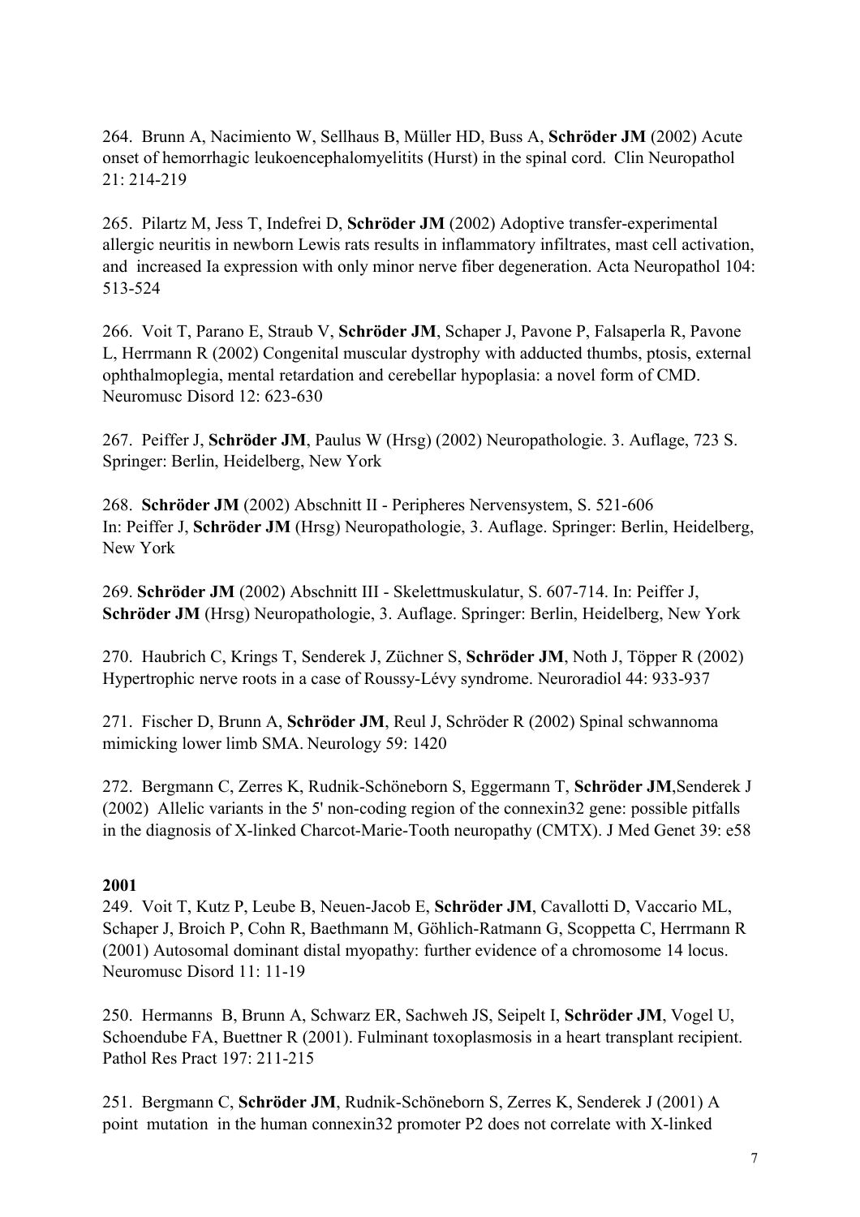264. Brunn A, Nacimiento W, Sellhaus B, Müller HD, Buss A, **Schröder JM** (2002) Acute onset of hemorrhagic leukoencephalomyelitits (Hurst) in the spinal cord. Clin Neuropathol 21: 214-219

265. Pilartz M, Jess T, Indefrei D, **Schröder JM** (2002) Adoptive transfer-experimental allergic neuritis in newborn Lewis rats results in inflammatory infiltrates, mast cell activation, and increased Ia expression with only minor nerve fiber degeneration. Acta Neuropathol 104: 513-524

266. Voit T, Parano E, Straub V, **Schröder JM**, Schaper J, Pavone P, Falsaperla R, Pavone L, Herrmann R (2002) Congenital muscular dystrophy with adducted thumbs, ptosis, external ophthalmoplegia, mental retardation and cerebellar hypoplasia: a novel form of CMD. Neuromusc Disord 12: 623-630

267. Peiffer J, **Schröder JM**, Paulus W (Hrsg) (2002) Neuropathologie. 3. Auflage, 723 S. Springer: Berlin, Heidelberg, New York

268. **Schröder JM** (2002) Abschnitt II - Peripheres Nervensystem, S. 521-606 In: Peiffer J, **Schröder JM** (Hrsg) Neuropathologie, 3. Auflage. Springer: Berlin, Heidelberg, New York

269. **Schröder JM** (2002) Abschnitt III - Skelettmuskulatur, S. 607-714. In: Peiffer J, **Schröder JM** (Hrsg) Neuropathologie, 3. Auflage. Springer: Berlin, Heidelberg, New York

270. Haubrich C, Krings T, Senderek J, Züchner S, **Schröder JM**, Noth J, Töpper R (2002) Hypertrophic nerve roots in a case of Roussy-Lévy syndrome. Neuroradiol 44: 933-937

271. Fischer D, Brunn A, **Schröder JM**, Reul J, Schröder R (2002) Spinal schwannoma mimicking lower limb SMA. Neurology 59: 1420

272. Bergmann C, Zerres K, Rudnik-Schöneborn S, Eggermann T, **Schröder JM**, Senderek J (2002) Allelic variants in the 5' non-coding region of the connexin32 gene: possible pitfalls in the diagnosis of X-linked Charcot-Marie-Tooth neuropathy (CMTX). J Med Genet 39: e58

**2001**

249. Voit T, Kutz P, Leube B, Neuen-Jacob E, **Schröder JM**, Cavallotti D, Vaccario ML, Schaper J, Broich P, Cohn R, Baethmann M, Göhlich-Ratmann G, Scoppetta C, Herrmann R (2001) Autosomal dominant distal myopathy: further evidence of a chromosome 14 locus. Neuromusc Disord 11: 11-19

250. Hermanns B, Brunn A, Schwarz ER, Sachweh JS, Seipelt I, **Schröder JM**, Vogel U, Schoendube FA, Buettner R (2001). Fulminant toxoplasmosis in a heart transplant recipient. Pathol Res Pract 197: 211-215

251. Bergmann C, **Schröder JM**, Rudnik-Schöneborn S, Zerres K, Senderek J (2001) A point mutation in the human connexin32 promoter P2 does not correlate with X-linked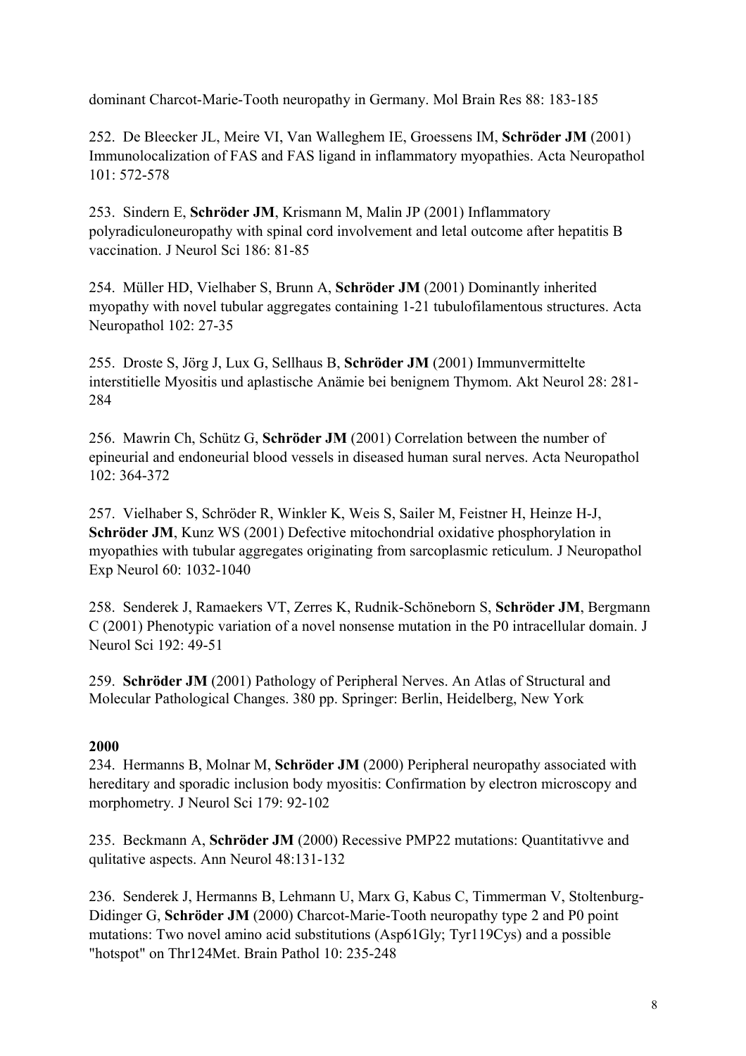dominant Charcot-Marie-Tooth neuropathy in Germany. Mol Brain Res 88: 183-185

252. De Bleecker JL, Meire VI, Van Walleghem IE, Groessens IM, **Schröder JM** (2001) Immunolocalization of FAS and FAS ligand in inflammatory myopathies. Acta Neuropathol 101: 572-578

253. Sindern E, **Schröder JM**, Krismann M, Malin JP (2001) Inflammatory polyradiculoneuropathy with spinal cord involvement and letal outcome after hepatitis B vaccination. J Neurol Sci 186: 81-85

254. Müller HD, Vielhaber S, Brunn A, **Schröder JM** (2001) Dominantly inherited myopathy with novel tubular aggregates containing 1-21 tubulofilamentous structures. Acta Neuropathol 102: 27-35

255. Droste S, Jörg J, Lux G, Sellhaus B, **Schröder JM** (2001) Immunvermittelte interstitielle Myositis und aplastische Anämie bei benignem Thymom. Akt Neurol 28: 281-284

256. Mawrin Ch, Schütz G, **Schröder JM** (2001) Correlation between the number of epineurial and endoneurial blood vessels in diseased human sural nerves. Acta Neuropathol 102: 364-372

257. Vielhaber S, Schröder R, Winkler K, Weis S, Sailer M, Feistner H, Heinze H-J, **Schröder JM**, Kunz WS (2001) Defective mitochondrial oxidative phosphorylation in myopathies with tubular aggregates originating from sarcoplasmic reticulum. J Neuropathol Exp Neurol 60: 1032-1040

258. Senderek J, Ramaekers VT, Zerres K, Rudnik-Schöneborn S, **Schröder JM**, Bergmann C (2001) Phenotypic variation of a novel nonsense mutation in the P0 intracellular domain. J Neurol Sci 192: 49-51

259. **Schröder JM** (2001) Pathology of Peripheral Nerves. An Atlas of Structural and Molecular Pathological Changes. 380 pp. Springer: Berlin, Heidelberg, New York

**2000**

234. Hermanns B, Molnar M, **Schröder JM** (2000) Peripheral neuropathy associated with hereditary and sporadic inclusion body myositis: Confirmation by electron microscopy and morphometry. J Neurol Sci 179: 92-102

235. Beckmann A, **Schröder JM** (2000) Recessive PMP22 mutations: Quantitativve and qulitative aspects. Ann Neurol 48:131-132

236. Senderek J, Hermanns B, Lehmann U, Marx G, Kabus C, Timmerman V, Stoltenburg-Didinger G, **Schröder JM** (2000) Charcot-Marie-Tooth neuropathy type 2 and P0 point mutations: Two novel amino acid substitutions (Asp61Gly; Tyr119Cys) and a possible "hotspot" on Thr124Met. Brain Pathol 10: 235-248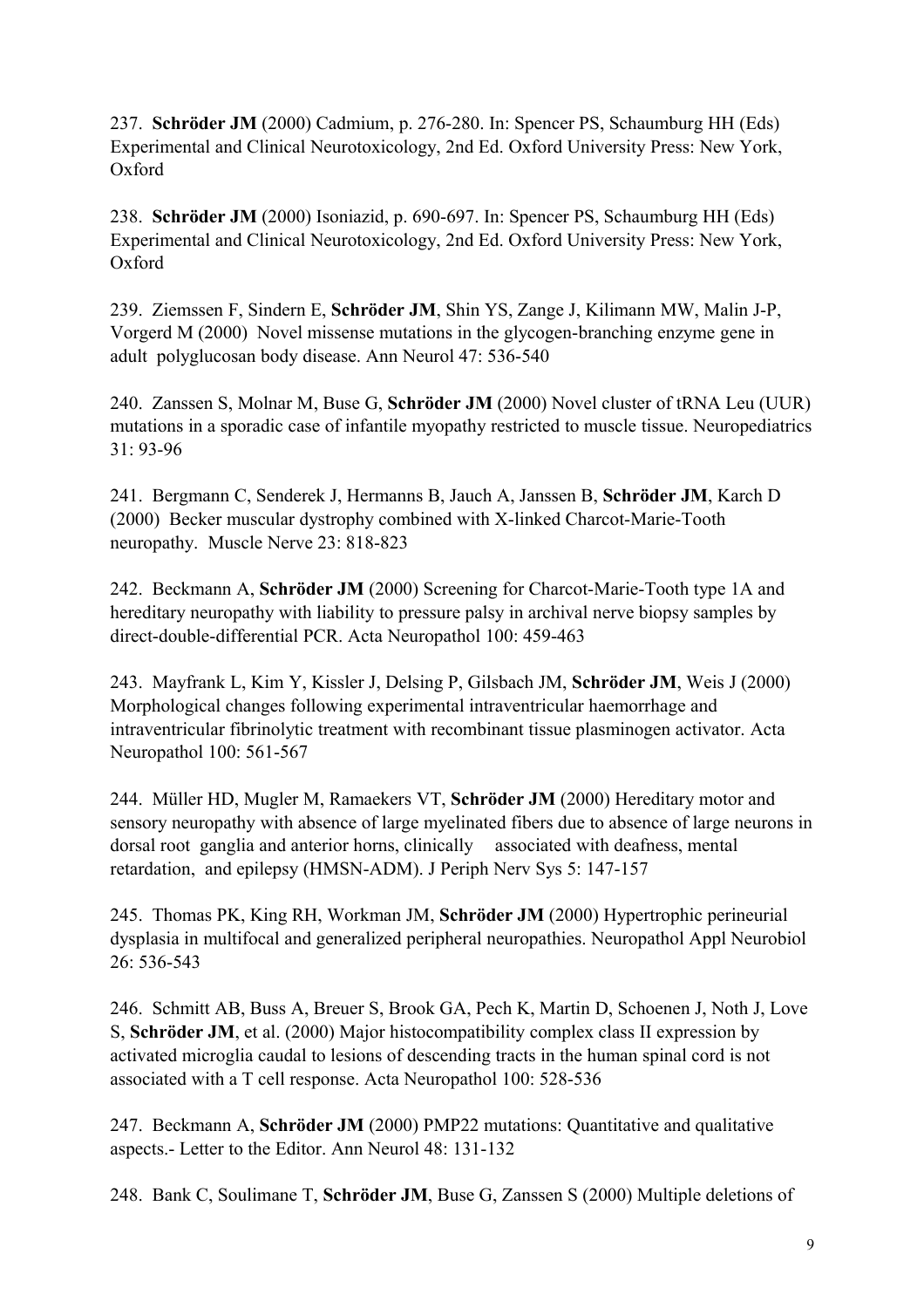237. **Schröder JM** (2000) Cadmium, p. 276-280. In: Spencer PS, Schaumburg HH (Eds) Experimental and Clinical Neurotoxicology, 2nd Ed. Oxford University Press: New York, Oxford

238. **Schröder JM** (2000) Isoniazid, p. 690-697. In: Spencer PS, Schaumburg HH (Eds) Experimental and Clinical Neurotoxicology, 2nd Ed. Oxford University Press: New York, Oxford

239. Ziemssen F, Sindern E, **Schröder JM**, Shin YS, Zange J, Kilimann MW, Malin J-P, Vorgerd M (2000) Novel missense mutations in the glycogen-branching enzyme gene in adult polyglucosan body disease. Ann Neurol 47: 536-540

240. Zanssen S, Molnar M, Buse G, **Schröder JM** (2000) Novel cluster of tRNA Leu (UUR) mutations in a sporadic case of infantile myopathy restricted to muscle tissue. Neuropediatrics 31: 93-96

241. Bergmann C, Senderek J, Hermanns B, Jauch A, Janssen B, **Schröder JM**, Karch D (2000) Becker muscular dystrophy combined with X-linked Charcot-Marie-Tooth neuropathy. Muscle Nerve 23: 818-823

242. Beckmann A, **Schröder JM** (2000) Screening for Charcot-Marie-Tooth type 1A and hereditary neuropathy with liability to pressure palsy in archival nerve biopsy samples by direct-double-differential PCR. Acta Neuropathol 100: 459-463

243. Mayfrank L, Kim Y, Kissler J, Delsing P, Gilsbach JM, **Schröder JM**, Weis J (2000) Morphological changes following experimental intraventricular haemorrhage and intraventricular fibrinolytic treatment with recombinant tissue plasminogen activator. Acta Neuropathol 100: 561-567

244. Müller HD, Mugler M, Ramaekers VT, **Schröder JM** (2000) Hereditary motor and sensory neuropathy with absence of large myelinated fibers due to absence of large neurons in dorsal root ganglia and anterior horns, clinically associated with deafness, mental retardation, and epilepsy (HMSN-ADM). J Periph Nerv Sys 5: 147-157

245. Thomas PK, King RH, Workman JM, **Schröder JM** (2000) Hypertrophic perineurial dysplasia in multifocal and generalized peripheral neuropathies. Neuropathol Appl Neurobiol 26: 536-543

246. Schmitt AB, Buss A, Breuer S, Brook GA, Pech K, Martin D, Schoenen J, Noth J, Love S, **Schröder JM**, et al. (2000) Major histocompatibility complex class II expression by activated microglia caudal to lesions of descending tracts in the human spinal cord is not associated with a T cell response. Acta Neuropathol 100: 528-536

247. Beckmann A, **Schröder JM** (2000) PMP22 mutations: Quantitative and qualitative aspects.- Letter to the Editor. Ann Neurol 48: 131-132

248. Bank C, Soulimane T, **Schröder JM**, Buse G, Zanssen S (2000) Multiple deletions of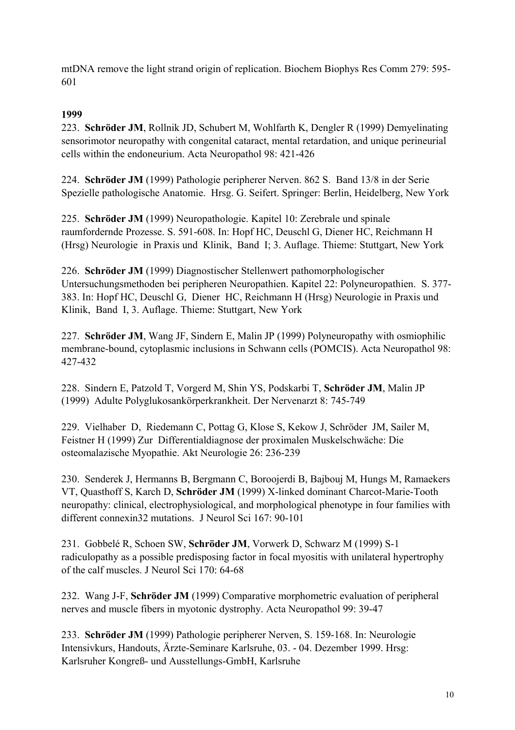mtDNA remove the light strand origin of replication. Biochem Biophys Res Comm 279: 595-601

**1999**

223. **Schröder JM**, Rollnik JD, Schubert M, Wohlfarth K, Dengler R (1999) Demyelinating sensorimotor neuropathy with congenital cataract, mental retardation, and unique perineurial cells within the endoneurium. Acta Neuropathol 98: 421-426

224. **Schröder JM** (1999) Pathologie peripherer Nerven. 862 S. Band 13/8 in der Serie Spezielle pathologische Anatomie. Hrsg. G. Seifert. Springer: Berlin, Heidelberg, New York

225. **Schröder JM** (1999) Neuropathologie. Kapitel 10: Zerebrale und spinale raumfordernde Prozesse. S. 591-608. In: Hopf HC, Deuschl G, Diener HC, Reichmann H (Hrsg) Neurologie in Praxis und Klinik, Band I; 3. Auflage. Thieme: Stuttgart, New York

226. **Schröder JM** (1999) Diagnostischer Stellenwert pathomorphologischer Untersuchungsmethoden bei peripheren Neuropathien. Kapitel 22: Polyneuropathien. S. 377-383. In: Hopf HC, Deuschl G, Diener HC, Reichmann H (Hrsg) Neurologie in Praxis und Klinik, Band I, 3. Auflage. Thieme: Stuttgart, New York

227. **Schröder JM**, Wang JF, Sindern E, Malin JP (1999) Polyneuropathy with osmiophilic membrane-bound, cytoplasmic inclusions in Schwann cells (POMCIS). Acta Neuropathol 98: 427-432

228. Sindern E, Patzold T, Vorgerd M, Shin YS, Podskarbi T, **Schröder JM**, Malin JP (1999) Adulte Polyglukosankörperkrankheit. Der Nervenarzt 8: 745-749

229. Vielhaber D, Riedemann C, Pottag G, Klose S, Kekow J, Schröder JM, Sailer M, Feistner H (1999) Zur Differentialdiagnose der proximalen Muskelschwäche: Die osteomalazische Myopathie. Akt Neurologie 26: 236-239

230. Senderek J, Hermanns B, Bergmann C, Boroojerdi B, Bajbouj M, Hungs M, Ramaekers VT, Quasthoff S, Karch D, **Schröder JM** (1999) X-linked dominant Charcot-Marie-Tooth neuropathy: clinical, electrophysiological, and morphological phenotype in four families with different connexin32 mutations. J Neurol Sci 167: 90-101

231. Gobbelé R, Schoen SW, **Schröder JM**, Vorwerk D, Schwarz M (1999) S-1 radiculopathy as a possible predisposing factor in focal myositis with unilateral hypertrophy of the calf muscles. J Neurol Sci 170: 64-68

232. Wang J-F, **Schröder JM** (1999) Comparative morphometric evaluation of peripheral nerves and muscle fibers in myotonic dystrophy. Acta Neuropathol 99: 39-47

233. **Schröder JM** (1999) Pathologie peripherer Nerven, S. 159-168. In: Neurologie Intensivkurs, Handouts, Ärzte-Seminare Karlsruhe, 03. - 04. Dezember 1999. Hrsg: Karlsruher Kongreß- und Ausstellungs-GmbH, Karlsruhe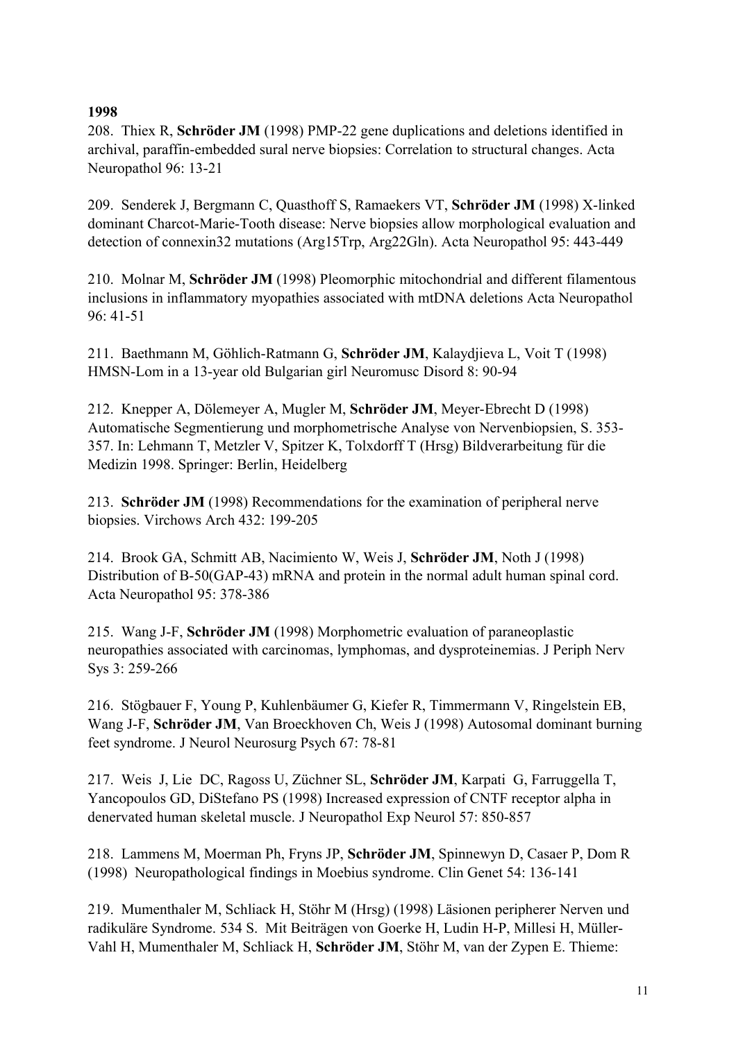**1998**

208. Thiex R, **Schröder JM** (1998) PMP-22 gene duplications and deletions identified in archival, paraffin-embedded sural nerve biopsies: Correlation to structural changes. Acta Neuropathol 96: 13-21

209. Senderek J, Bergmann C, Quasthoff S, Ramaekers VT, **Schröder JM** (1998) X-linked dominant Charcot-Marie-Tooth disease: Nerve biopsies allow morphological evaluation and detection of connexin32 mutations (Arg15Trp, Arg22Gln). Acta Neuropathol 95: 443-449

210. Molnar M, **Schröder JM** (1998) Pleomorphic mitochondrial and different filamentous inclusions in inflammatory myopathies associated with mtDNA deletions Acta Neuropathol 96: 41-51

211. Baethmann M, Göhlich-Ratmann G, **Schröder JM**, Kalaydjieva L, Voit T (1998) HMSN-Lom in a 13-year old Bulgarian girl Neuromusc Disord 8: 90-94

212. Knepper A, Dölemeyer A, Mugler M, **Schröder JM**, Meyer-Ebrecht D (1998) Automatische Segmentierung und morphometrische Analyse von Nervenbiopsien, S. 353-357. In: Lehmann T, Metzler V, Spitzer K, Tolxdorff T (Hrsg) Bildverarbeitung für die Medizin 1998. Springer: Berlin, Heidelberg

213. **Schröder JM** (1998) Recommendations for the examination of peripheral nerve biopsies. Virchows Arch 432: 199-205

214. Brook GA, Schmitt AB, Nacimiento W, Weis J, **Schröder JM**, Noth J (1998) Distribution of B-50(GAP-43) mRNA and protein in the normal adult human spinal cord. Acta Neuropathol 95: 378-386

215. Wang J-F, **Schröder JM** (1998) Morphometric evaluation of paraneoplastic neuropathies associated with carcinomas, lymphomas, and dysproteinemias. J Periph Nerv Sys 3: 259-266

216. Stögbauer F, Young P, Kuhlenbäumer G, Kiefer R, Timmermann V, Ringelstein EB, Wang J-F, **Schröder JM**, Van Broeckhoven Ch, Weis J (1998) Autosomal dominant burning feet syndrome. J Neurol Neurosurg Psych 67: 78-81

217. Weis J, Lie DC, Ragoss U, Züchner SL, **Schröder JM**, Karpati G, Farruggella T, Yancopoulos GD, DiStefano PS (1998) Increased expression of CNTF receptor alpha in denervated human skeletal muscle. J Neuropathol Exp Neurol 57: 850-857

218. Lammens M, Moerman Ph, Fryns JP, **Schröder JM**, Spinnewyn D, Casaer P, Dom R (1998) Neuropathological findings in Moebius syndrome. Clin Genet 54: 136-141

219. Mumenthaler M, Schliack H, Stöhr M (Hrsg) (1998) Läsionen peripherer Nerven und radikuläre Syndrome. 534 S. Mit Beiträgen von Goerke H, Ludin H-P, Millesi H, Müller-Vahl H, Mumenthaler M, Schliack H, **Schröder JM**, Stöhr M, van der Zypen E. Thieme: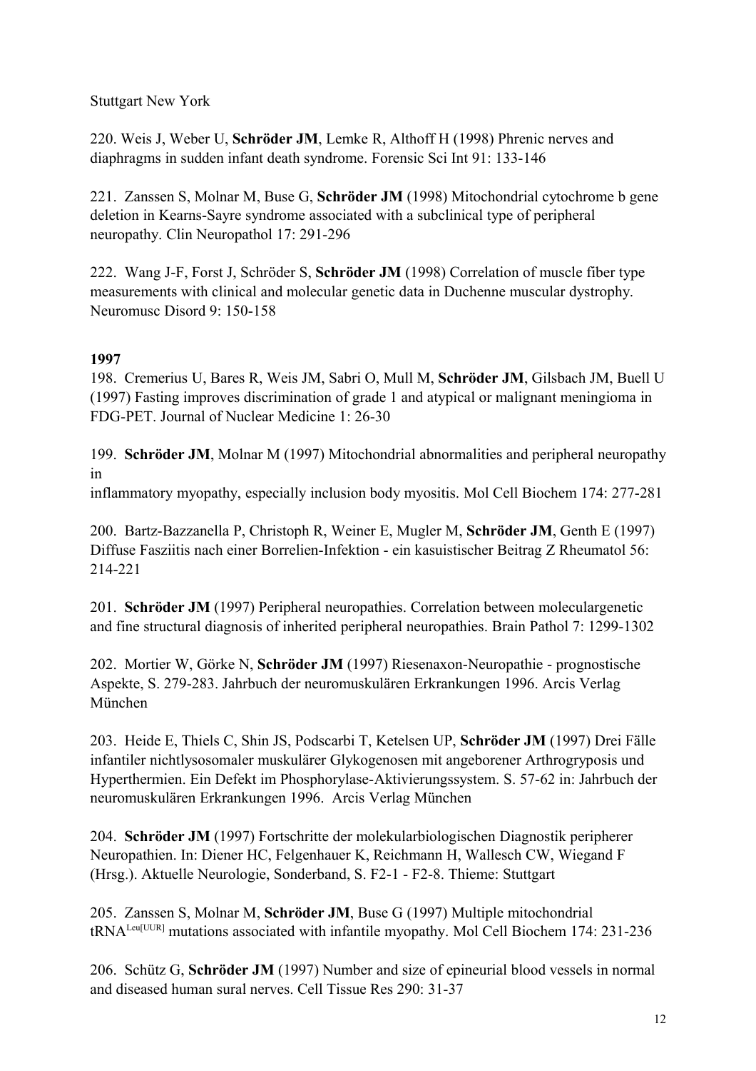Stuttgart New York

220. Weis J, Weber U, **Schröder JM**, Lemke R, Althoff H (1998) Phrenic nerves and diaphragms in sudden infant death syndrome. Forensic Sci Int 91: 133-146

221. Zanssen S, Molnar M, Buse G, **Schröder JM** (1998) Mitochondrial cytochrome b gene deletion in Kearns-Sayre syndrome associated with a subclinical type of peripheral neuropathy. Clin Neuropathol 17: 291-296

222. Wang J-F, Forst J, Schröder S, **Schröder JM** (1998) Correlation of muscle fiber type measurements with clinical and molecular genetic data in Duchenne muscular dystrophy. Neuromusc Disord 9: 150-158

**1997**

198. Cremerius U, Bares R, Weis JM, Sabri O, Mull M, **Schröder JM**, Gilsbach JM, Buell U (1997) Fasting improves discrimination of grade 1 and atypical or malignant meningioma in FDG-PET. Journal of Nuclear Medicine 1: 26-30

199. **Schröder JM**, Molnar M (1997) Mitochondrial abnormalities and peripheral neuropathy in
inflammatory myopathy, especially inclusion body myositis. Mol Cell Biochem 174: 277-281

200. Bartz-Bazzanella P, Christoph R, Weiner E, Mugler M, **Schröder JM**, Genth E (1997) Diffuse Fasziitis nach einer Borrelien-Infektion - ein kasuistischer Beitrag Z Rheumatol 56: 214-221

201. **Schröder JM** (1997) Peripheral neuropathies. Correlation between moleculargenetic and fine structural diagnosis of inherited peripheral neuropathies. Brain Pathol 7: 1299-1302

202. Mortier W, Görke N, **Schröder JM** (1997) Riesenaxon-Neuropathie - prognostische Aspekte, S. 279-283. Jahrbuch der neuromuskulären Erkrankungen 1996. Arcis Verlag München

203. Heide E, Thiels C, Shin JS, Podscarbi T, Ketelsen UP, **Schröder JM** (1997) Drei Fälle infantiler nichtlysosomaler muskulärer Glykogenosen mit angeborener Arthrogryposis und Hyperthermien. Ein Defekt im Phosphorylase-Aktivierungssystem. S. 57-62 in: Jahrbuch der neuromuskulären Erkrankungen 1996. Arcis Verlag München

204. **Schröder JM** (1997) Fortschritte der molekularbiologischen Diagnostik peripherer Neuropathien. In: Diener HC, Felgenhauer K, Reichmann H, Wallesch CW, Wiegand F (Hrsg.). Aktuelle Neurologie, Sonderband, S. F2-1 - F2-8. Thieme: Stuttgart

205. Zanssen S, Molnar M, **Schröder JM**, Buse G (1997) Multiple mitochondrial tRNA$^{Leu[UUR]}$ mutations associated with infantile myopathy. Mol Cell Biochem 174: 231-236

206. Schütz G, **Schröder JM** (1997) Number and size of epineurial blood vessels in normal and diseased human sural nerves. Cell Tissue Res 290: 31-37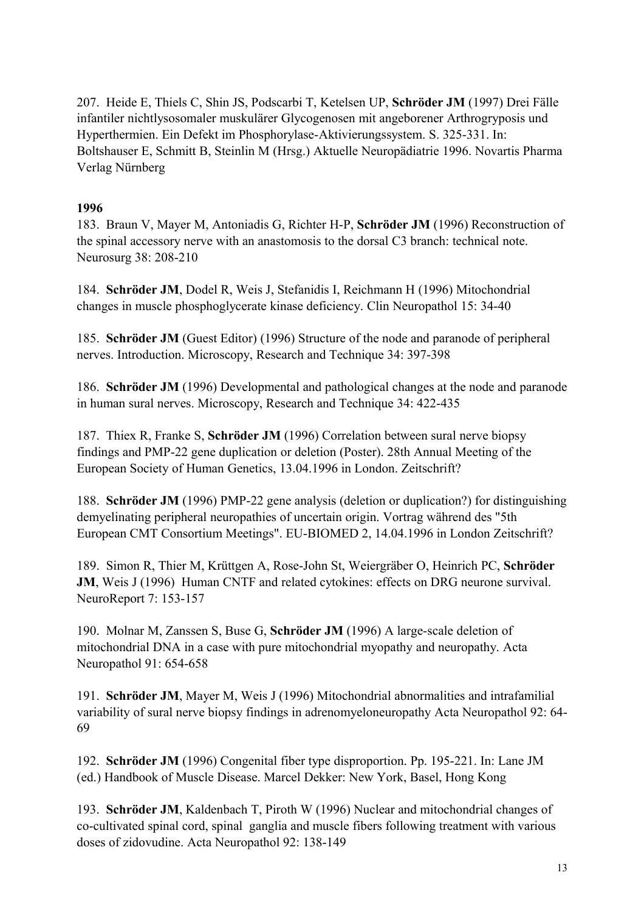207. Heide E, Thiels C, Shin JS, Podscarbi T, Ketelsen UP, **Schröder JM** (1997) Drei Fälle infantiler nichtlysosomaler muskulärer Glycogenosen mit angeborener Arthrogryposis und Hyperthermien. Ein Defekt im Phosphorylase-Aktivierungssystem. S. 325-331. In: Boltshauser E, Schmitt B, Steinlin M (Hrsg.) Aktuelle Neuropädiatrie 1996. Novartis Pharma Verlag Nürnberg

**1996**

183. Braun V, Mayer M, Antoniadis G, Richter H-P, **Schröder JM** (1996) Reconstruction of the spinal accessory nerve with an anastomosis to the dorsal C3 branch: technical note. Neurosurg 38: 208-210

184. **Schröder JM**, Dodel R, Weis J, Stefanidis I, Reichmann H (1996) Mitochondrial changes in muscle phosphoglycerate kinase deficiency. Clin Neuropathol 15: 34-40

185. **Schröder JM** (Guest Editor) (1996) Structure of the node and paranode of peripheral nerves. Introduction. Microscopy, Research and Technique 34: 397-398

186. **Schröder JM** (1996) Developmental and pathological changes at the node and paranode in human sural nerves. Microscopy, Research and Technique 34: 422-435

187. Thiex R, Franke S, **Schröder JM** (1996) Correlation between sural nerve biopsy findings and PMP-22 gene duplication or deletion (Poster). 28th Annual Meeting of the European Society of Human Genetics, 13.04.1996 in London. Zeitschrift?

188. **Schröder JM** (1996) PMP-22 gene analysis (deletion or duplication?) for distinguishing demyelinating peripheral neuropathies of uncertain origin. Vortrag während des "5th European CMT Consortium Meetings". EU-BIOMED 2, 14.04.1996 in London Zeitschrift?

189. Simon R, Thier M, Krüttgen A, Rose-John St, Weiergräber O, Heinrich PC, **Schröder JM**, Weis J (1996) Human CNTF and related cytokines: effects on DRG neurone survival. NeuroReport 7: 153-157

190. Molnar M, Zanssen S, Buse G, **Schröder JM** (1996) A large-scale deletion of mitochondrial DNA in a case with pure mitochondrial myopathy and neuropathy. Acta Neuropathol 91: 654-658

191. **Schröder JM**, Mayer M, Weis J (1996) Mitochondrial abnormalities and intrafamilial variability of sural nerve biopsy findings in adrenomyeloneuropathy Acta Neuropathol 92: 64-69

192. **Schröder JM** (1996) Congenital fiber type disproportion. Pp. 195-221. In: Lane JM (ed.) Handbook of Muscle Disease. Marcel Dekker: New York, Basel, Hong Kong

193. **Schröder JM**, Kaldenbach T, Piroth W (1996) Nuclear and mitochondrial changes of co-cultivated spinal cord, spinal ganglia and muscle fibers following treatment with various doses of zidovudine. Acta Neuropathol 92: 138-149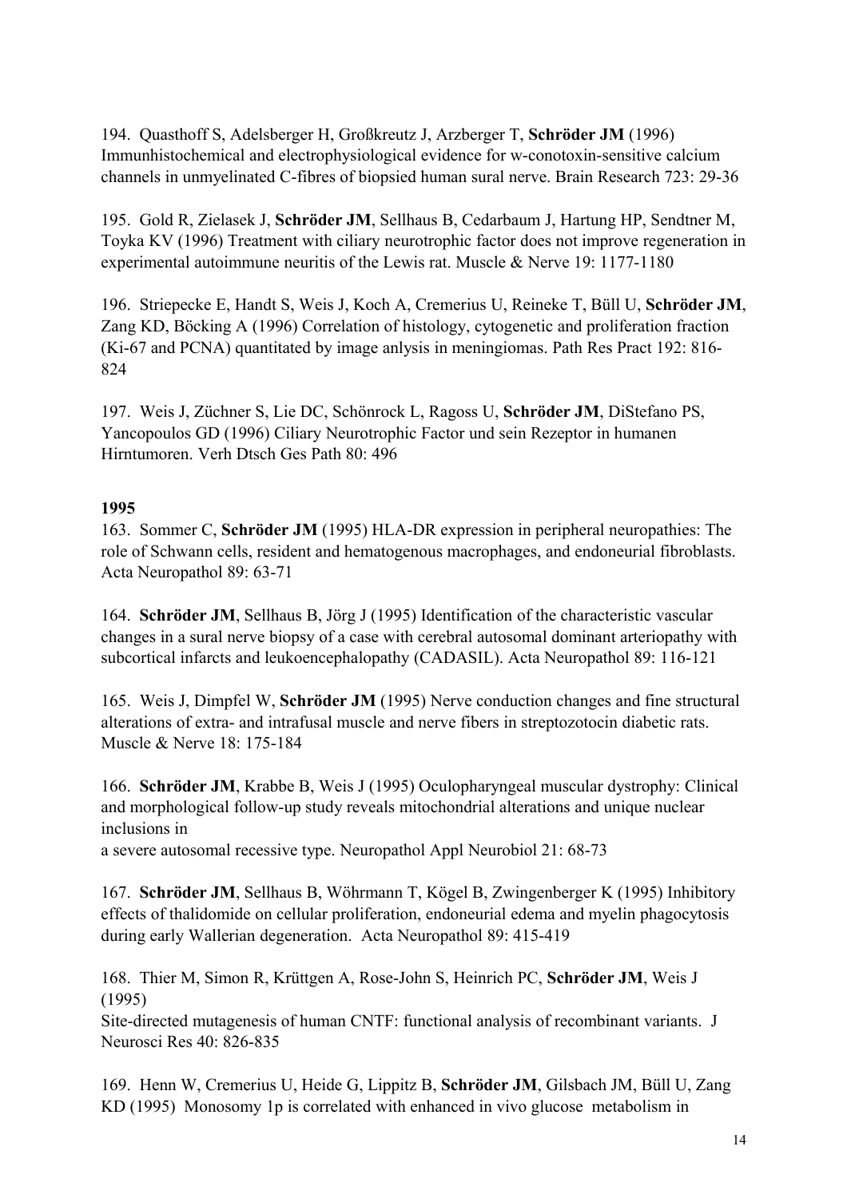194. Quasthoff S, Adelsberger H, Großkreutz J, Arzberger T, **Schröder JM** (1996) Immunhistochemical and electrophysiological evidence for w-conotoxin-sensitive calcium channels in unmyelinated C-fibres of biopsied human sural nerve. Brain Research 723: 29-36

195. Gold R, Zielasek J, **Schröder JM**, Sellhaus B, Cedarbaum J, Hartung HP, Sendtner M, Toyka KV (1996) Treatment with ciliary neurotrophic factor does not improve regeneration in experimental autoimmune neuritis of the Lewis rat. Muscle & Nerve 19: 1177-1180

196. Striepecke E, Handt S, Weis J, Koch A, Cremerius U, Reineke T, Büll U, **Schröder JM**, Zang KD, Böcking A (1996) Correlation of histology, cytogenetic and proliferation fraction (Ki-67 and PCNA) quantitated by image anlysis in meningiomas. Path Res Pract 192: 816-824

197. Weis J, Züchner S, Lie DC, Schönrock L, Ragoss U, **Schröder JM**, DiStefano PS, Yancopoulos GD (1996) Ciliary Neurotrophic Factor und sein Rezeptor in humanen Hirntumoren. Verh Dtsch Ges Path 80: 496

**1995**

163. Sommer C, **Schröder JM** (1995) HLA-DR expression in peripheral neuropathies: The role of Schwann cells, resident and hematogenous macrophages, and endoneurial fibroblasts. Acta Neuropathol 89: 63-71

164. **Schröder JM**, Sellhaus B, Jörg J (1995) Identification of the characteristic vascular changes in a sural nerve biopsy of a case with cerebral autosomal dominant arteriopathy with subcortical infarcts and leukoencephalopathy (CADASIL). Acta Neuropathol 89: 116-121

165. Weis J, Dimpfel W, **Schröder JM** (1995) Nerve conduction changes and fine structural alterations of extra- and intrafusal muscle and nerve fibers in streptozotocin diabetic rats. Muscle & Nerve 18: 175-184

166. **Schröder JM**, Krabbe B, Weis J (1995) Oculopharyngeal muscular dystrophy: Clinical and morphological follow-up study reveals mitochondrial alterations and unique nuclear inclusions in
a severe autosomal recessive type. Neuropathol Appl Neurobiol 21: 68-73

167. **Schröder JM**, Sellhaus B, Wöhrmann T, Kögel B, Zwingenberger K (1995) Inhibitory effects of thalidomide on cellular proliferation, endoneurial edema and myelin phagocytosis during early Wallerian degeneration. Acta Neuropathol 89: 415-419

168. Thier M, Simon R, Krüttgen A, Rose-John S, Heinrich PC, **Schröder JM**, Weis J (1995)
Site-directed mutagenesis of human CNTF: functional analysis of recombinant variants. J Neurosci Res 40: 826-835

169. Henn W, Cremerius U, Heide G, Lippitz B, **Schröder JM**, Gilsbach JM, Büll U, Zang KD (1995) Monosomy 1p is correlated with enhanced in vivo glucose metabolism in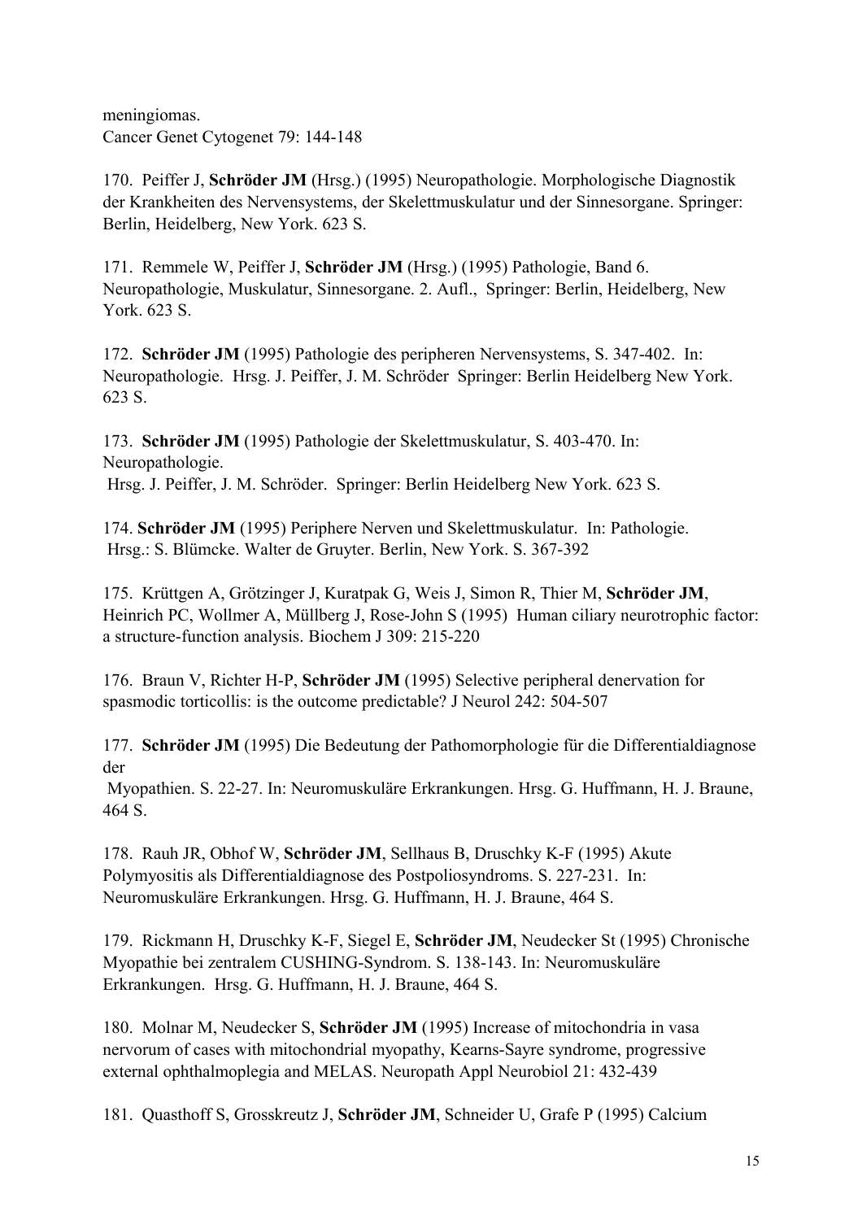meningiomas.
Cancer Genet Cytogenet 79: 144-148

170. Peiffer J, **Schröder JM** (Hrsg.) (1995) Neuropathologie. Morphologische Diagnostik der Krankheiten des Nervensystems, der Skelettmuskulatur und der Sinnesorgane. Springer: Berlin, Heidelberg, New York. 623 S.

171. Remmele W, Peiffer J, **Schröder JM** (Hrsg.) (1995) Pathologie, Band 6. Neuropathologie, Muskulatur, Sinnesorgane. 2. Aufl., Springer: Berlin, Heidelberg, New York. 623 S.

172. **Schröder JM** (1995) Pathologie des peripheren Nervensystems, S. 347-402. In: Neuropathologie. Hrsg. J. Peiffer, J. M. Schröder Springer: Berlin Heidelberg New York. 623 S.

173. **Schröder JM** (1995) Pathologie der Skelettmuskulatur, S. 403-470. In: Neuropathologie.
Hrsg. J. Peiffer, J. M. Schröder. Springer: Berlin Heidelberg New York. 623 S.

174. **Schröder JM** (1995) Periphere Nerven und Skelettmuskulatur. In: Pathologie. Hrsg.: S. Blümcke. Walter de Gruyter. Berlin, New York. S. 367-392

175. Krüttgen A, Grötzinger J, Kuratpak G, Weis J, Simon R, Thier M, **Schröder JM**, Heinrich PC, Wollmer A, Müllberg J, Rose-John S (1995) Human ciliary neurotrophic factor: a structure-function analysis. Biochem J 309: 215-220

176. Braun V, Richter H-P, **Schröder JM** (1995) Selective peripheral denervation for spasmodic torticollis: is the outcome predictable? J Neurol 242: 504-507

177. **Schröder JM** (1995) Die Bedeutung der Pathomorphologie für die Differentialdiagnose der
Myopathien. S. 22-27. In: Neuromuskuläre Erkrankungen. Hrsg. G. Huffmann, H. J. Braune, 464 S.

178. Rauh JR, Obhof W, **Schröder JM**, Sellhaus B, Druschky K-F (1995) Akute Polymyositis als Differentialdiagnose des Postpoliosyndroms. S. 227-231. In: Neuromuskuläre Erkrankungen. Hrsg. G. Huffmann, H. J. Braune, 464 S.

179. Rickmann H, Druschky K-F, Siegel E, **Schröder JM**, Neudecker St (1995) Chronische Myopathie bei zentralem CUSHING-Syndrom. S. 138-143. In: Neuromuskuläre Erkrankungen. Hrsg. G. Huffmann, H. J. Braune, 464 S.

180. Molnar M, Neudecker S, **Schröder JM** (1995) Increase of mitochondria in vasa nervorum of cases with mitochondrial myopathy, Kearns-Sayre syndrome, progressive external ophthalmoplegia and MELAS. Neuropath Appl Neurobiol 21: 432-439

181. Quasthoff S, Grosskreutz J, **Schröder JM**, Schneider U, Grafe P (1995) Calcium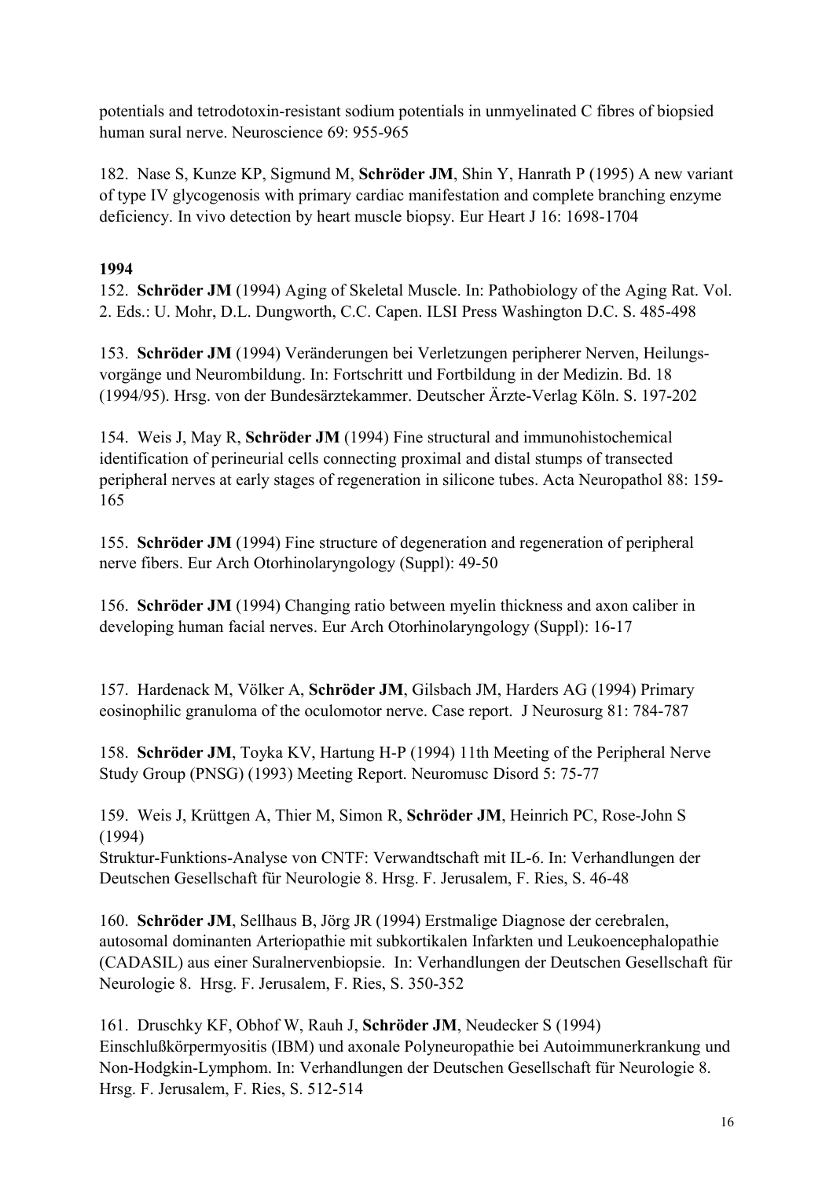potentials and tetrodotoxin-resistant sodium potentials in unmyelinated C fibres of biopsied human sural nerve. Neuroscience 69: 955-965

182. Nase S, Kunze KP, Sigmund M, **Schröder JM**, Shin Y, Hanrath P (1995) A new variant of type IV glycogenosis with primary cardiac manifestation and complete branching enzyme deficiency. In vivo detection by heart muscle biopsy. Eur Heart J 16: 1698-1704

**1994**

152. **Schröder JM** (1994) Aging of Skeletal Muscle. In: Pathobiology of the Aging Rat. Vol. 2. Eds.: U. Mohr, D.L. Dungworth, C.C. Capen. ILSI Press Washington D.C. S. 485-498

153. **Schröder JM** (1994) Veränderungen bei Verletzungen peripherer Nerven, Heilungsvorgänge und Neurombildung. In: Fortschritt und Fortbildung in der Medizin. Bd. 18 (1994/95). Hrsg. von der Bundesärztekammer. Deutscher Ärzte-Verlag Köln. S. 197-202

154. Weis J, May R, **Schröder JM** (1994) Fine structural and immunohistochemical identification of perineurial cells connecting proximal and distal stumps of transected peripheral nerves at early stages of regeneration in silicone tubes. Acta Neuropathol 88: 159-165

155. **Schröder JM** (1994) Fine structure of degeneration and regeneration of peripheral nerve fibers. Eur Arch Otorhinolaryngology (Suppl): 49-50

156. **Schröder JM** (1994) Changing ratio between myelin thickness and axon caliber in developing human facial nerves. Eur Arch Otorhinolaryngology (Suppl): 16-17

157. Hardenack M, Völker A, **Schröder JM**, Gilsbach JM, Harders AG (1994) Primary eosinophilic granuloma of the oculomotor nerve. Case report. J Neurosurg 81: 784-787

158. **Schröder JM**, Toyka KV, Hartung H-P (1994) 11th Meeting of the Peripheral Nerve Study Group (PNSG) (1993) Meeting Report. Neuromusc Disord 5: 75-77

159. Weis J, Krüttgen A, Thier M, Simon R, **Schröder JM**, Heinrich PC, Rose-John S (1994)
Struktur-Funktions-Analyse von CNTF: Verwandtschaft mit IL-6. In: Verhandlungen der Deutschen Gesellschaft für Neurologie 8. Hrsg. F. Jerusalem, F. Ries, S. 46-48

160. **Schröder JM**, Sellhaus B, Jörg JR (1994) Erstmalige Diagnose der cerebralen, autosomal dominanten Arteriopathie mit subkortikalen Infarkten und Leukoencephalopathie (CADASIL) aus einer Suralnervenbiopsie. In: Verhandlungen der Deutschen Gesellschaft für Neurologie 8. Hrsg. F. Jerusalem, F. Ries, S. 350-352

161. Druschky KF, Obhof W, Rauh J, **Schröder JM**, Neudecker S (1994) Einschlußkörpermyositis (IBM) und axonale Polyneuropathie bei Autoimmunerkrankung und Non-Hodgkin-Lymphom. In: Verhandlungen der Deutschen Gesellschaft für Neurologie 8. Hrsg. F. Jerusalem, F. Ries, S. 512-514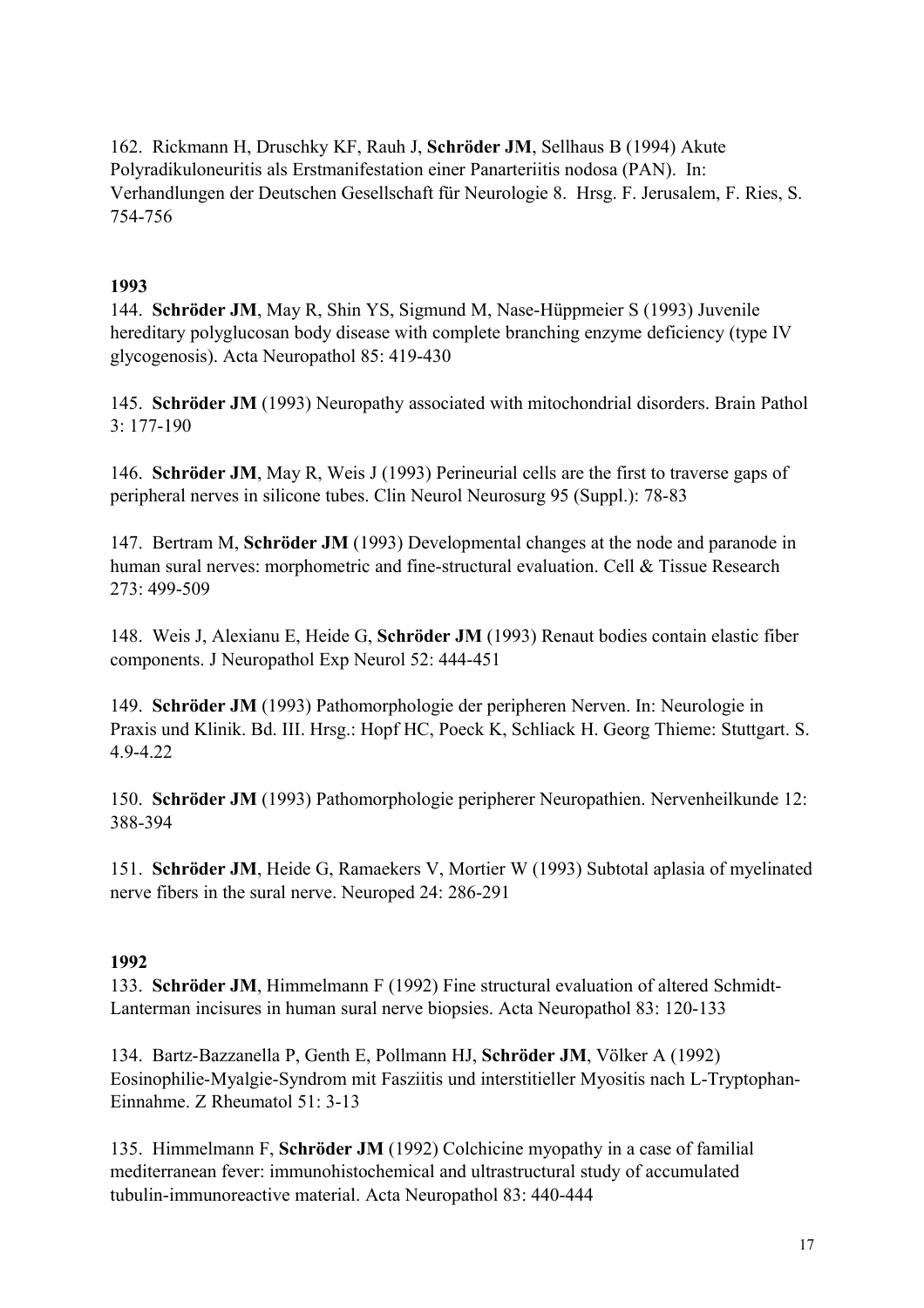162. Rickmann H, Druschky KF, Rauh J, **Schröder JM**, Sellhaus B (1994) Akute Polyradikuloneuritis als Erstmanifestation einer Panarteriitis nodosa (PAN). In: Verhandlungen der Deutschen Gesellschaft für Neurologie 8. Hrsg. F. Jerusalem, F. Ries, S. 754-756

**1993**

144. **Schröder JM**, May R, Shin YS, Sigmund M, Nase-Hüppmeier S (1993) Juvenile hereditary polyglucosan body disease with complete branching enzyme deficiency (type IV glycogenosis). Acta Neuropathol 85: 419-430

145. **Schröder JM** (1993) Neuropathy associated with mitochondrial disorders. Brain Pathol 3: 177-190

146. **Schröder JM**, May R, Weis J (1993) Perineurial cells are the first to traverse gaps of peripheral nerves in silicone tubes. Clin Neurol Neurosurg 95 (Suppl.): 78-83

147. Bertram M, **Schröder JM** (1993) Developmental changes at the node and paranode in human sural nerves: morphometric and fine-structural evaluation. Cell & Tissue Research 273: 499-509

148. Weis J, Alexianu E, Heide G, **Schröder JM** (1993) Renaut bodies contain elastic fiber components. J Neuropathol Exp Neurol 52: 444-451

149. **Schröder JM** (1993) Pathomorphologie der peripheren Nerven. In: Neurologie in Praxis und Klinik. Bd. III. Hrsg.: Hopf HC, Poeck K, Schliack H. Georg Thieme: Stuttgart. S. 4.9-4.22

150. **Schröder JM** (1993) Pathomorphologie peripherer Neuropathien. Nervenheilkunde 12: 388-394

151. **Schröder JM**, Heide G, Ramaekers V, Mortier W (1993) Subtotal aplasia of myelinated nerve fibers in the sural nerve. Neuroped 24: 286-291

**1992**

133. **Schröder JM**, Himmelmann F (1992) Fine structural evaluation of altered Schmidt-Lanterman incisures in human sural nerve biopsies. Acta Neuropathol 83: 120-133

134. Bartz-Bazzanella P, Genth E, Pollmann HJ, **Schröder JM**, Völker A (1992) Eosinophilie-Myalgie-Syndrom mit Fasziitis und interstitieller Myositis nach L-Tryptophan-Einnahme. Z Rheumatol 51: 3-13

135. Himmelmann F, **Schröder JM** (1992) Colchicine myopathy in a case of familial mediterranean fever: immunohistochemical and ultrastructural study of accumulated tubulin-immunoreactive material. Acta Neuropathol 83: 440-444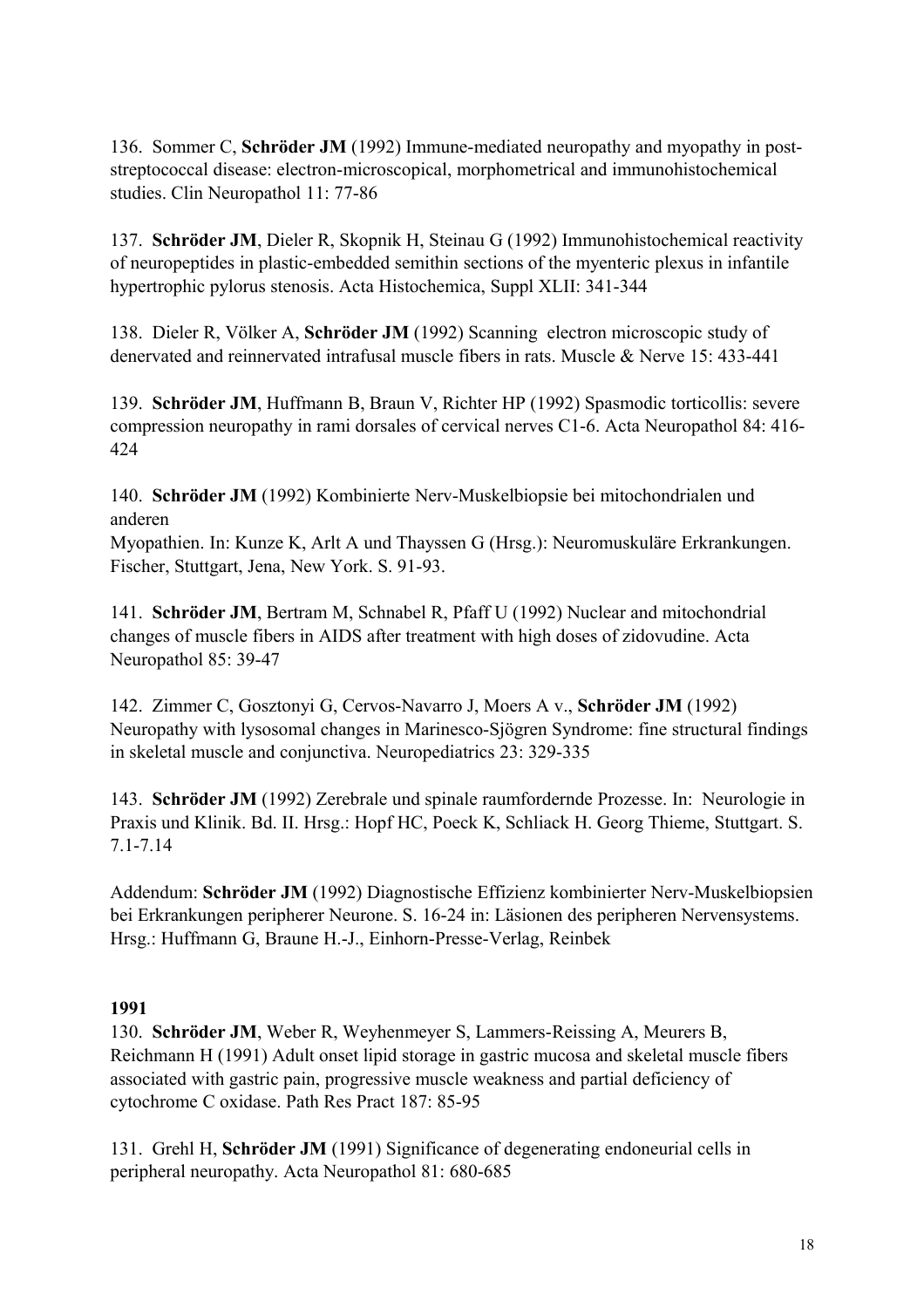136. Sommer C, **Schröder JM** (1992) Immune-mediated neuropathy and myopathy in post-streptococcal disease: electron-microscopical, morphometrical and immunohistochemical studies. Clin Neuropathol 11: 77-86

137. **Schröder JM**, Dieler R, Skopnik H, Steinau G (1992) Immunohistochemical reactivity of neuropeptides in plastic-embedded semithin sections of the myenteric plexus in infantile hypertrophic pylorus stenosis. Acta Histochemica, Suppl XLII: 341-344

138. Dieler R, Völker A, **Schröder JM** (1992) Scanning electron microscopic study of denervated and reinnervated intrafusal muscle fibers in rats. Muscle & Nerve 15: 433-441

139. **Schröder JM**, Huffmann B, Braun V, Richter HP (1992) Spasmodic torticollis: severe compression neuropathy in rami dorsales of cervical nerves C1-6. Acta Neuropathol 84: 416-424

140. **Schröder JM** (1992) Kombinierte Nerv-Muskelbiopsie bei mitochondrialen und anderen
Myopathien. In: Kunze K, Arlt A und Thayssen G (Hrsg.): Neuromuskuläre Erkrankungen. Fischer, Stuttgart, Jena, New York. S. 91-93.

141. **Schröder JM**, Bertram M, Schnabel R, Pfaff U (1992) Nuclear and mitochondrial changes of muscle fibers in AIDS after treatment with high doses of zidovudine. Acta Neuropathol 85: 39-47

142. Zimmer C, Gosztonyi G, Cervos-Navarro J, Moers A v., **Schröder JM** (1992) Neuropathy with lysosomal changes in Marinesco-Sjögren Syndrome: fine structural findings in skeletal muscle and conjunctiva. Neuropediatrics 23: 329-335

143. **Schröder JM** (1992) Zerebrale und spinale raumfordernde Prozesse. In: Neurologie in Praxis und Klinik. Bd. II. Hrsg.: Hopf HC, Poeck K, Schliack H. Georg Thieme, Stuttgart. S. 7.1-7.14

Addendum: **Schröder JM** (1992) Diagnostische Effizienz kombinierter Nerv-Muskelbiopsien bei Erkrankungen peripherer Neurone. S. 16-24 in: Läsionen des peripheren Nervensystems. Hrsg.: Huffmann G, Braune H.-J., Einhorn-Presse-Verlag, Reinbek

**1991**

130. **Schröder JM**, Weber R, Weyhenmeyer S, Lammers-Reissing A, Meurers B, Reichmann H (1991) Adult onset lipid storage in gastric mucosa and skeletal muscle fibers associated with gastric pain, progressive muscle weakness and partial deficiency of cytochrome C oxidase. Path Res Pract 187: 85-95

131. Grehl H, **Schröder JM** (1991) Significance of degenerating endoneurial cells in peripheral neuropathy. Acta Neuropathol 81: 680-685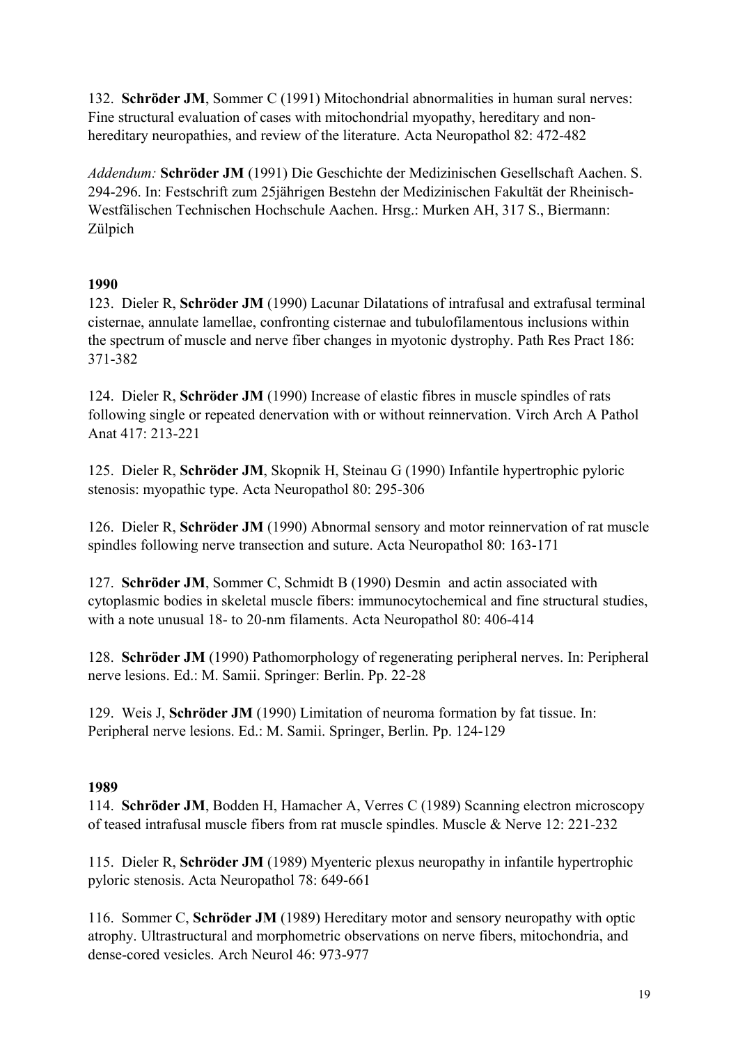132. **Schröder JM**, Sommer C (1991) Mitochondrial abnormalities in human sural nerves: Fine structural evaluation of cases with mitochondrial myopathy, hereditary and non-hereditary neuropathies, and review of the literature. Acta Neuropathol 82: 472-482

*Addendum:* **Schröder JM** (1991) Die Geschichte der Medizinischen Gesellschaft Aachen. S. 294-296. In: Festschrift zum 25jährigen Bestehn der Medizinischen Fakultät der Rheinisch-Westfälischen Technischen Hochschule Aachen. Hrsg.: Murken AH, 317 S., Biermann: Zülpich

**1990**

123. Dieler R, **Schröder JM** (1990) Lacunar Dilatations of intrafusal and extrafusal terminal cisternae, annulate lamellae, confronting cisternae and tubulofilamentous inclusions within the spectrum of muscle and nerve fiber changes in myotonic dystrophy. Path Res Pract 186: 371-382

124. Dieler R, **Schröder JM** (1990) Increase of elastic fibres in muscle spindles of rats following single or repeated denervation with or without reinnervation. Virch Arch A Pathol Anat 417: 213-221

125. Dieler R, **Schröder JM**, Skopnik H, Steinau G (1990) Infantile hypertrophic pyloric stenosis: myopathic type. Acta Neuropathol 80: 295-306

126. Dieler R, **Schröder JM** (1990) Abnormal sensory and motor reinnervation of rat muscle spindles following nerve transection and suture. Acta Neuropathol 80: 163-171

127. **Schröder JM**, Sommer C, Schmidt B (1990) Desmin and actin associated with cytoplasmic bodies in skeletal muscle fibers: immunocytochemical and fine structural studies, with a note unusual 18- to 20-nm filaments. Acta Neuropathol 80: 406-414

128. **Schröder JM** (1990) Pathomorphology of regenerating peripheral nerves. In: Peripheral nerve lesions. Ed.: M. Samii. Springer: Berlin. Pp. 22-28

129. Weis J, **Schröder JM** (1990) Limitation of neuroma formation by fat tissue. In: Peripheral nerve lesions. Ed.: M. Samii. Springer, Berlin. Pp. 124-129

**1989**

114. **Schröder JM**, Bodden H, Hamacher A, Verres C (1989) Scanning electron microscopy of teased intrafusal muscle fibers from rat muscle spindles. Muscle & Nerve 12: 221-232

115. Dieler R, **Schröder JM** (1989) Myenteric plexus neuropathy in infantile hypertrophic pyloric stenosis. Acta Neuropathol 78: 649-661

116. Sommer C, **Schröder JM** (1989) Hereditary motor and sensory neuropathy with optic atrophy. Ultrastructural and morphometric observations on nerve fibers, mitochondria, and dense-cored vesicles. Arch Neurol 46: 973-977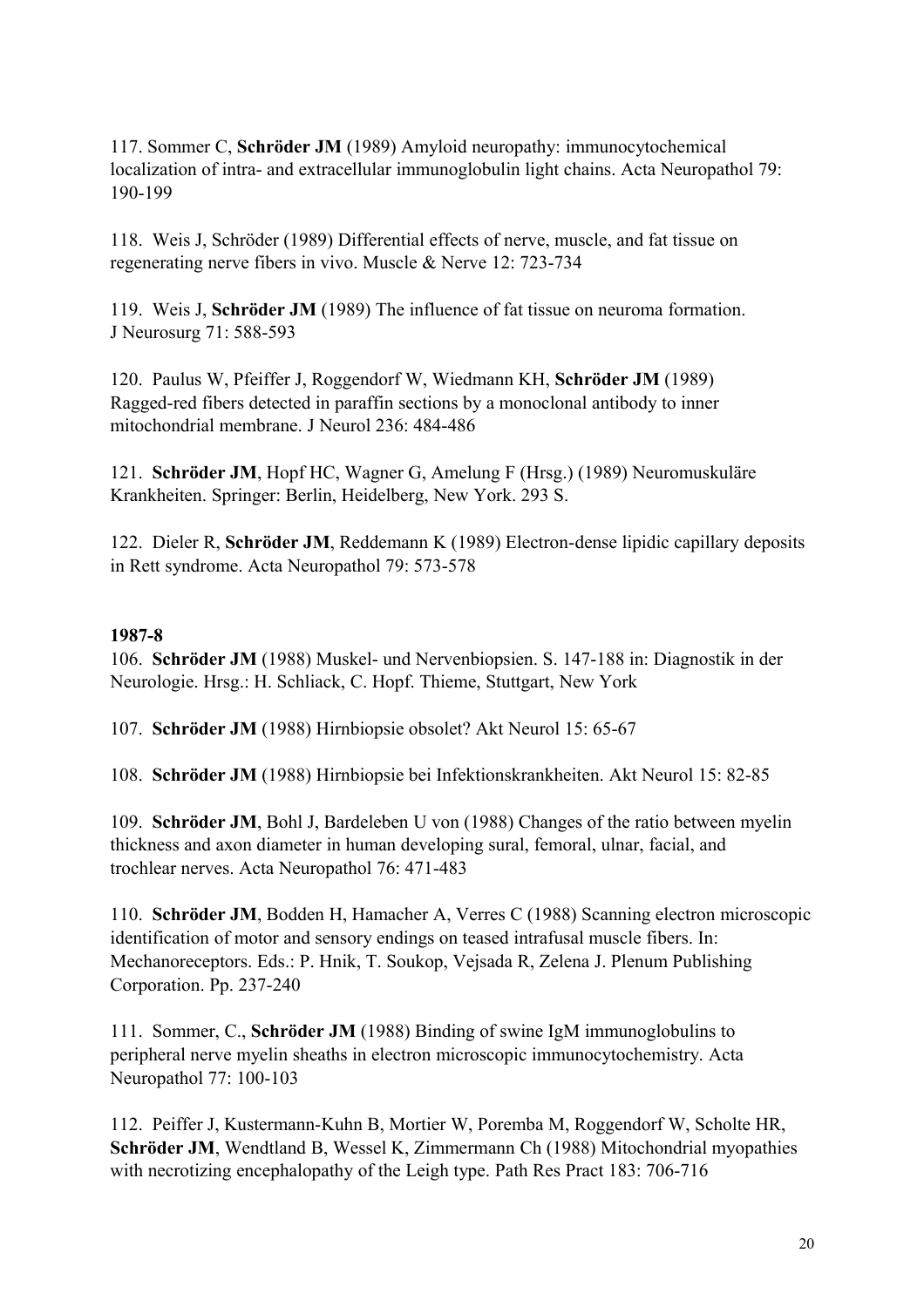117. Sommer C, **Schröder JM** (1989) Amyloid neuropathy: immunocytochemical localization of intra- and extracellular immunoglobulin light chains. Acta Neuropathol 79: 190-199

118. Weis J, Schröder (1989) Differential effects of nerve, muscle, and fat tissue on regenerating nerve fibers in vivo. Muscle & Nerve 12: 723-734

119. Weis J, **Schröder JM** (1989) The influence of fat tissue on neuroma formation. J Neurosurg 71: 588-593

120. Paulus W, Pfeiffer J, Roggendorf W, Wiedmann KH, **Schröder JM** (1989) Ragged-red fibers detected in paraffin sections by a monoclonal antibody to inner mitochondrial membrane. J Neurol 236: 484-486

121. **Schröder JM**, Hopf HC, Wagner G, Amelung F (Hrsg.) (1989) Neuromuskuläre Krankheiten. Springer: Berlin, Heidelberg, New York. 293 S.

122. Dieler R, **Schröder JM**, Reddemann K (1989) Electron-dense lipidic capillary deposits in Rett syndrome. Acta Neuropathol 79: 573-578

**1987-8**

106. **Schröder JM** (1988) Muskel- und Nervenbiopsien. S. 147-188 in: Diagnostik in der Neurologie. Hrsg.: H. Schliack, C. Hopf. Thieme, Stuttgart, New York

107. **Schröder JM** (1988) Hirnbiopsie obsolet? Akt Neurol 15: 65-67

108. **Schröder JM** (1988) Hirnbiopsie bei Infektionskrankheiten. Akt Neurol 15: 82-85

109. **Schröder JM**, Bohl J, Bardeleben U von (1988) Changes of the ratio between myelin thickness and axon diameter in human developing sural, femoral, ulnar, facial, and trochlear nerves. Acta Neuropathol 76: 471-483

110. **Schröder JM**, Bodden H, Hamacher A, Verres C (1988) Scanning electron microscopic identification of motor and sensory endings on teased intrafusal muscle fibers. In: Mechanoreceptors. Eds.: P. Hnik, T. Soukop, Vejsada R, Zelena J. Plenum Publishing Corporation. Pp. 237-240

111. Sommer, C., **Schröder JM** (1988) Binding of swine IgM immunoglobulins to peripheral nerve myelin sheaths in electron microscopic immunocytochemistry. Acta Neuropathol 77: 100-103

112. Peiffer J, Kustermann-Kuhn B, Mortier W, Poremba M, Roggendorf W, Scholte HR, **Schröder JM**, Wendtland B, Wessel K, Zimmermann Ch (1988) Mitochondrial myopathies with necrotizing encephalopathy of the Leigh type. Path Res Pract 183: 706-716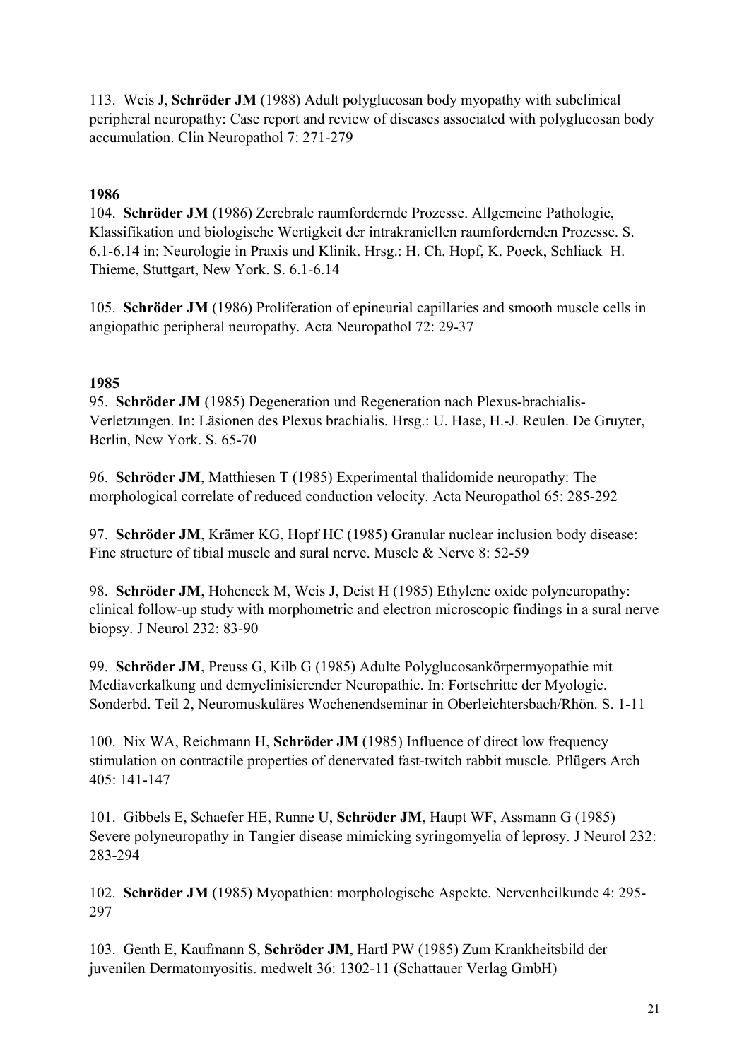113. Weis J, **Schröder JM** (1988) Adult polyglucosan body myopathy with subclinical peripheral neuropathy: Case report and review of diseases associated with polyglucosan body accumulation. Clin Neuropathol 7: 271-279

**1986**

104. **Schröder JM** (1986) Zerebrale raumfordernde Prozesse. Allgemeine Pathologie, Klassifikation und biologische Wertigkeit der intrakraniellen raumfordernden Prozesse. S. 6.1-6.14 in: Neurologie in Praxis und Klinik. Hrsg.: H. Ch. Hopf, K. Poeck, Schliack H. Thieme, Stuttgart, New York. S. 6.1-6.14

105. **Schröder JM** (1986) Proliferation of epineurial capillaries and smooth muscle cells in angiopathic peripheral neuropathy. Acta Neuropathol 72: 29-37

**1985**

95. **Schröder JM** (1985) Degeneration und Regeneration nach Plexus-brachialis-Verletzungen. In: Läsionen des Plexus brachialis. Hrsg.: U. Hase, H.-J. Reulen. De Gruyter, Berlin, New York. S. 65-70

96. **Schröder JM**, Matthiesen T (1985) Experimental thalidomide neuropathy: The morphological correlate of reduced conduction velocity. Acta Neuropathol 65: 285-292

97. **Schröder JM**, Krämer KG, Hopf HC (1985) Granular nuclear inclusion body disease: Fine structure of tibial muscle and sural nerve. Muscle & Nerve 8: 52-59

98. **Schröder JM**, Hoheneck M, Weis J, Deist H (1985) Ethylene oxide polyneuropathy: clinical follow-up study with morphometric and electron microscopic findings in a sural nerve biopsy. J Neurol 232: 83-90

99. **Schröder JM**, Preuss G, Kilb G (1985) Adulte Polyglucosankörpermyopathie mit Mediaverkalkung und demyelinisierender Neuropathie. In: Fortschritte der Myologie. Sonderbd. Teil 2, Neuromuskuläres Wochenendseminar in Oberleichtersbach/Rhön. S. 1-11

100. Nix WA, Reichmann H, **Schröder JM** (1985) Influence of direct low frequency stimulation on contractile properties of denervated fast-twitch rabbit muscle. Pflügers Arch 405: 141-147

101. Gibbels E, Schaefer HE, Runne U, **Schröder JM**, Haupt WF, Assmann G (1985) Severe polyneuropathy in Tangier disease mimicking syringomyelia of leprosy. J Neurol 232: 283-294

102. **Schröder JM** (1985) Myopathien: morphologische Aspekte. Nervenheilkunde 4: 295-297

103. Genth E, Kaufmann S, **Schröder JM**, Hartl PW (1985) Zum Krankheitsbild der juvenilen Dermatomyositis. medwelt 36: 1302-11 (Schattauer Verlag GmbH)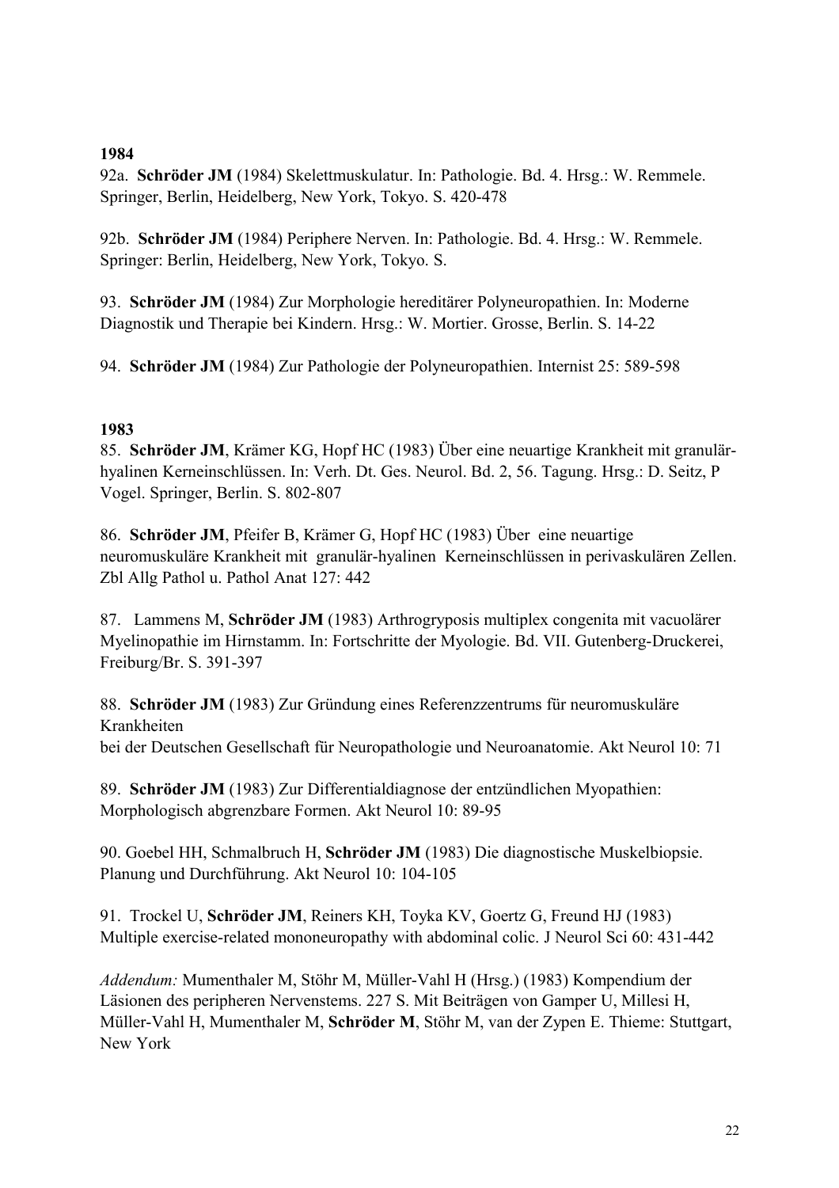**1984**

92a. **Schröder JM** (1984) Skelettmuskulatur. In: Pathologie. Bd. 4. Hrsg.: W. Remmele. Springer, Berlin, Heidelberg, New York, Tokyo. S. 420-478

92b. **Schröder JM** (1984) Periphere Nerven. In: Pathologie. Bd. 4. Hrsg.: W. Remmele. Springer: Berlin, Heidelberg, New York, Tokyo. S.

93. **Schröder JM** (1984) Zur Morphologie hereditärer Polyneuropathien. In: Moderne Diagnostik und Therapie bei Kindern. Hrsg.: W. Mortier. Grosse, Berlin. S. 14-22

94. **Schröder JM** (1984) Zur Pathologie der Polyneuropathien. Internist 25: 589-598

**1983**

85. **Schröder JM**, Krämer KG, Hopf HC (1983) Über eine neuartige Krankheit mit granulär-hyalinen Kerneinschlüssen. In: Verh. Dt. Ges. Neurol. Bd. 2, 56. Tagung. Hrsg.: D. Seitz, P Vogel. Springer, Berlin. S. 802-807

86. **Schröder JM**, Pfeifer B, Krämer G, Hopf HC (1983) Über eine neuartige neuromuskuläre Krankheit mit granulär-hyalinen Kerneinschlüssen in perivaskulären Zellen. Zbl Allg Pathol u. Pathol Anat 127: 442

87. Lammens M, **Schröder JM** (1983) Arthrogryposis multiplex congenita mit vacuolärer Myelinopathie im Hirnstamm. In: Fortschritte der Myologie. Bd. VII. Gutenberg-Druckerei, Freiburg/Br. S. 391-397

88. **Schröder JM** (1983) Zur Gründung eines Referenzzentrums für neuromuskuläre Krankheiten
bei der Deutschen Gesellschaft für Neuropathologie und Neuroanatomie. Akt Neurol 10: 71

89. **Schröder JM** (1983) Zur Differentialdiagnose der entzündlichen Myopathien: Morphologisch abgrenzbare Formen. Akt Neurol 10: 89-95

90. Goebel HH, Schmalbruch H, **Schröder JM** (1983) Die diagnostische Muskelbiopsie. Planung und Durchführung. Akt Neurol 10: 104-105

91. Trockel U, **Schröder JM**, Reiners KH, Toyka KV, Goertz G, Freund HJ (1983) Multiple exercise-related mononeuropathy with abdominal colic. J Neurol Sci 60: 431-442

*Addendum:* Mumenthaler M, Stöhr M, Müller-Vahl H (Hrsg.) (1983) Kompendium der Läsionen des peripheren Nervenstems. 227 S. Mit Beiträgen von Gamper U, Millesi H, Müller-Vahl H, Mumenthaler M, **Schröder M**, Stöhr M, van der Zypen E. Thieme: Stuttgart, New York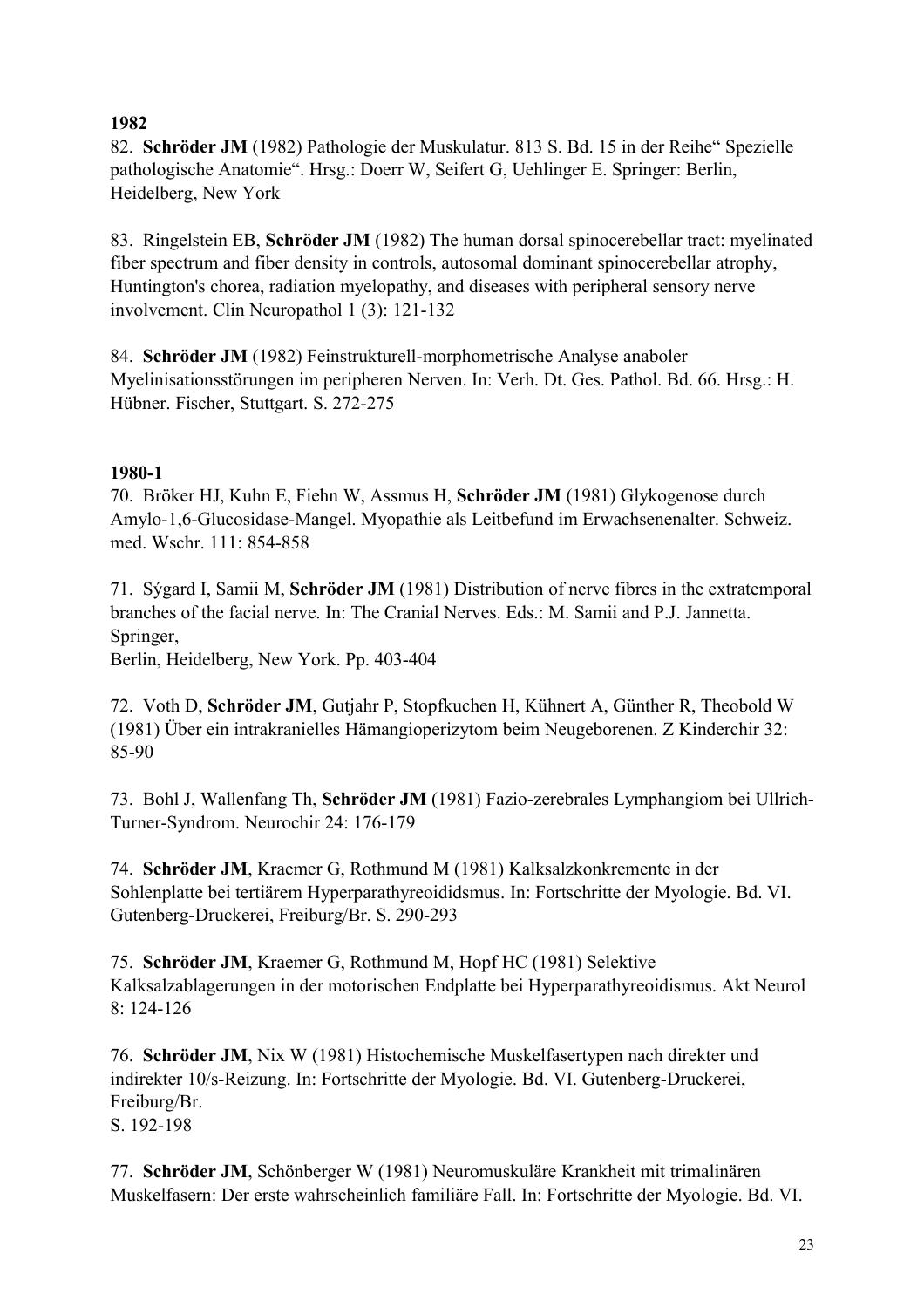**1982**

82. **Schröder JM** (1982) Pathologie der Muskulatur. 813 S. Bd. 15 in der Reihe“ Spezielle pathologische Anatomie“. Hrsg.: Doerr W, Seifert G, Uehlinger E. Springer: Berlin, Heidelberg, New York

83. Ringelstein EB, **Schröder JM** (1982) The human dorsal spinocerebellar tract: myelinated fiber spectrum and fiber density in controls, autosomal dominant spinocerebellar atrophy, Huntington's chorea, radiation myelopathy, and diseases with peripheral sensory nerve involvement. Clin Neuropathol 1 (3): 121-132

84. **Schröder JM** (1982) Feinstrukturell-morphometrische Analyse anaboler Myelinisationsstörungen im peripheren Nerven. In: Verh. Dt. Ges. Pathol. Bd. 66. Hrsg.: H. Hübner. Fischer, Stuttgart. S. 272-275

**1980-1**

70. Bröker HJ, Kuhn E, Fiehn W, Assmus H, **Schröder JM** (1981) Glykogenose durch Amylo-1,6-Glucosidase-Mangel. Myopathie als Leitbefund im Erwachsenenalter. Schweiz. med. Wschr. 111: 854-858

71. Sýgard I, Samii M, **Schröder JM** (1981) Distribution of nerve fibres in the extratemporal branches of the facial nerve. In: The Cranial Nerves. Eds.: M. Samii and P.J. Jannetta. Springer,
Berlin, Heidelberg, New York. Pp. 403-404

72. Voth D, **Schröder JM**, Gutjahr P, Stopfkuchen H, Kühnert A, Günther R, Theobold W (1981) Über ein intrakranielles Hämangioperizytom beim Neugeborenen. Z Kinderchir 32: 85-90

73. Bohl J, Wallenfang Th, **Schröder JM** (1981) Fazio-zerebrales Lymphangiom bei Ullrich-Turner-Syndrom. Neurochir 24: 176-179

74. **Schröder JM**, Kraemer G, Rothmund M (1981) Kalksalzkonkremente in der Sohlenplatte bei tertiärem Hyperparathyreoididsmus. In: Fortschritte der Myologie. Bd. VI. Gutenberg-Druckerei, Freiburg/Br. S. 290-293

75. **Schröder JM**, Kraemer G, Rothmund M, Hopf HC (1981) Selektive Kalksalzablagerungen in der motorischen Endplatte bei Hyperparathyreoidismus. Akt Neurol 8: 124-126

76. **Schröder JM**, Nix W (1981) Histochemische Muskelfasertypen nach direkter und indirekter 10/s-Reizung. In: Fortschritte der Myologie. Bd. VI. Gutenberg-Druckerei, Freiburg/Br.
S. 192-198

77. **Schröder JM**, Schönberger W (1981) Neuromuskuläre Krankheit mit trimalinären Muskelfasern: Der erste wahrscheinlich familiäre Fall. In: Fortschritte der Myologie. Bd. VI.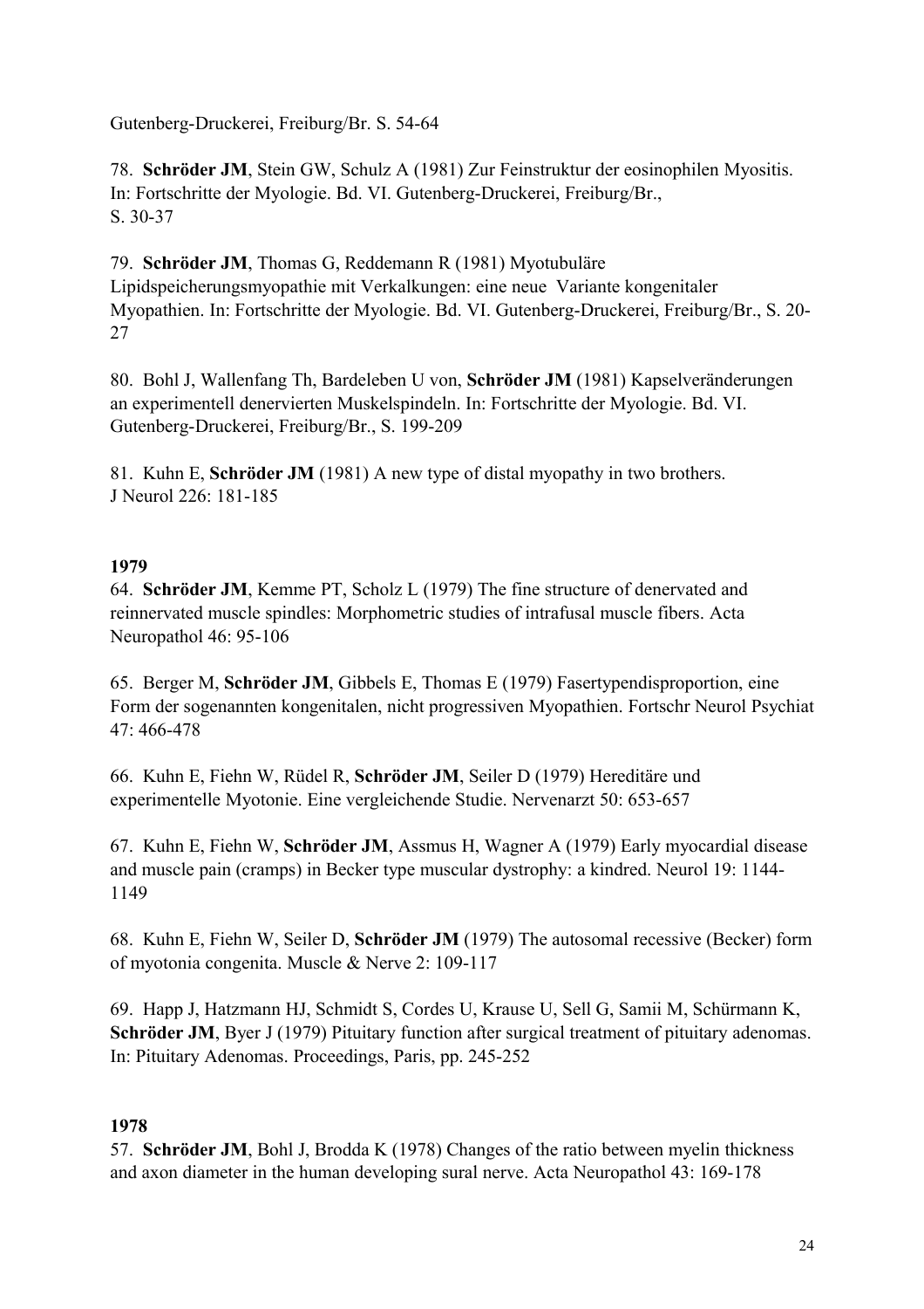Gutenberg-Druckerei, Freiburg/Br. S. 54-64

78. **Schröder JM**, Stein GW, Schulz A (1981) Zur Feinstruktur der eosinophilen Myositis. In: Fortschritte der Myologie. Bd. VI. Gutenberg-Druckerei, Freiburg/Br., S. 30-37

79. **Schröder JM**, Thomas G, Reddemann R (1981) Myotubuläre Lipidspeicherungsmyopathie mit Verkalkungen: eine neue Variante kongenitaler Myopathien. In: Fortschritte der Myologie. Bd. VI. Gutenberg-Druckerei, Freiburg/Br., S. 20-27

80. Bohl J, Wallenfang Th, Bardeleben U von, **Schröder JM** (1981) Kapselveränderungen an experimentell denervierten Muskelspindeln. In: Fortschritte der Myologie. Bd. VI. Gutenberg-Druckerei, Freiburg/Br., S. 199-209

81. Kuhn E, **Schröder JM** (1981) A new type of distal myopathy in two brothers. J Neurol 226: 181-185

**1979**

64. **Schröder JM**, Kemme PT, Scholz L (1979) The fine structure of denervated and reinnervated muscle spindles: Morphometric studies of intrafusal muscle fibers. Acta Neuropathol 46: 95-106

65. Berger M, **Schröder JM**, Gibbels E, Thomas E (1979) Fasertypendisproportion, eine Form der sogenannten kongenitalen, nicht progressiven Myopathien. Fortschr Neurol Psychiat 47: 466-478

66. Kuhn E, Fiehn W, Rüdel R, **Schröder JM**, Seiler D (1979) Hereditäre und experimentelle Myotonie. Eine vergleichende Studie. Nervenarzt 50: 653-657

67. Kuhn E, Fiehn W, **Schröder JM**, Assmus H, Wagner A (1979) Early myocardial disease and muscle pain (cramps) in Becker type muscular dystrophy: a kindred. Neurol 19: 1144-1149

68. Kuhn E, Fiehn W, Seiler D, **Schröder JM** (1979) The autosomal recessive (Becker) form of myotonia congenita. Muscle & Nerve 2: 109-117

69. Happ J, Hatzmann HJ, Schmidt S, Cordes U, Krause U, Sell G, Samii M, Schürmann K, **Schröder JM**, Byer J (1979) Pituitary function after surgical treatment of pituitary adenomas. In: Pituitary Adenomas. Proceedings, Paris, pp. 245-252

**1978**

57. **Schröder JM**, Bohl J, Brodda K (1978) Changes of the ratio between myelin thickness and axon diameter in the human developing sural nerve. Acta Neuropathol 43: 169-178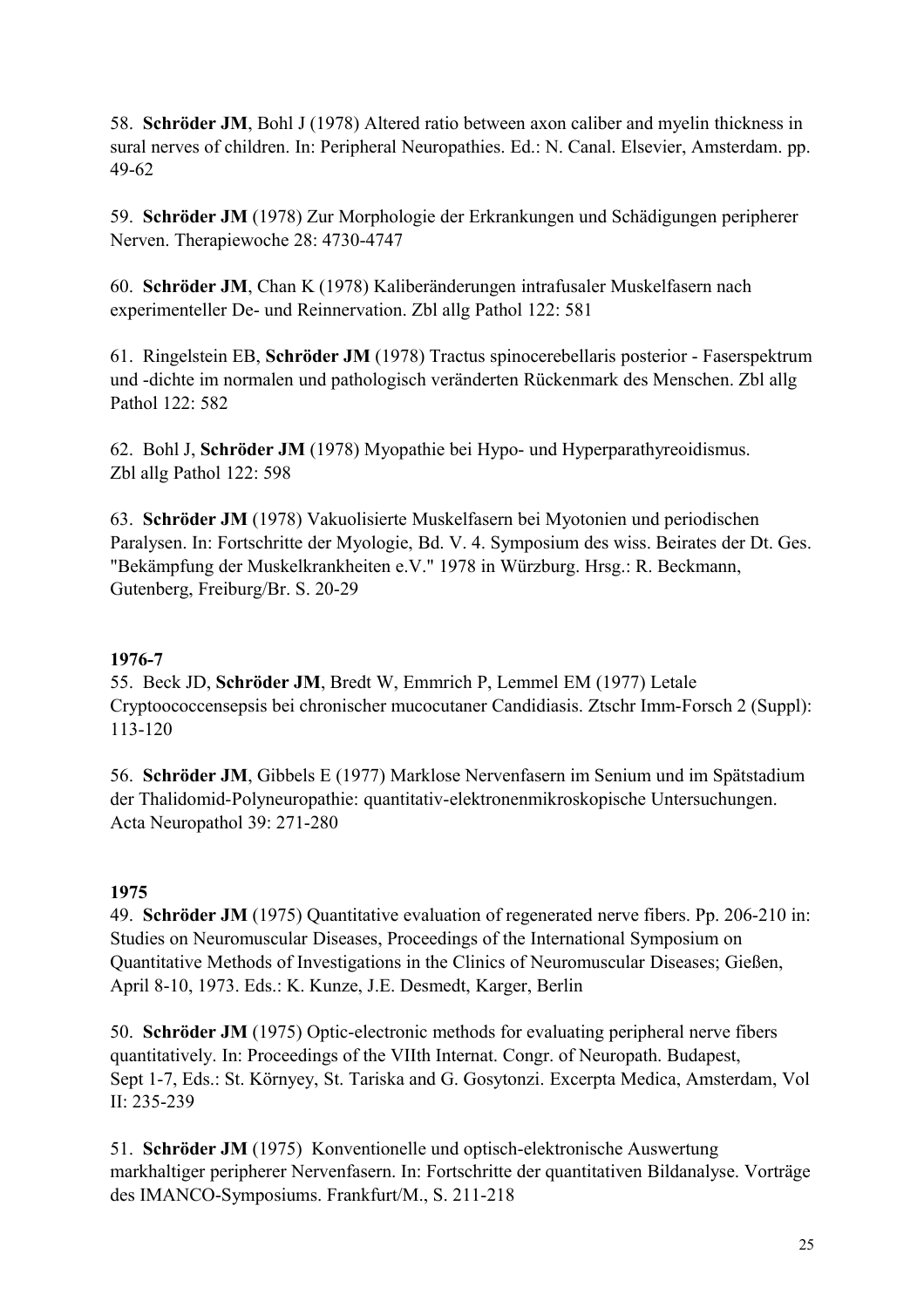58. **Schröder JM**, Bohl J (1978) Altered ratio between axon caliber and myelin thickness in sural nerves of children. In: Peripheral Neuropathies. Ed.: N. Canal. Elsevier, Amsterdam. pp. 49-62

59. **Schröder JM** (1978) Zur Morphologie der Erkrankungen und Schädigungen peripherer Nerven. Therapiewoche 28: 4730-4747

60. **Schröder JM**, Chan K (1978) Kaliberänderungen intrafusaler Muskelfasern nach experimenteller De- und Reinnervation. Zbl allg Pathol 122: 581

61. Ringelstein EB, **Schröder JM** (1978) Tractus spinocerebellaris posterior - Faserspektrum und -dichte im normalen und pathologisch veränderten Rückenmark des Menschen. Zbl allg Pathol 122: 582

62. Bohl J, **Schröder JM** (1978) Myopathie bei Hypo- und Hyperparathyreoidismus. Zbl allg Pathol 122: 598

63. **Schröder JM** (1978) Vakuolisierte Muskelfasern bei Myotonien und periodischen Paralysen. In: Fortschritte der Myologie, Bd. V. 4. Symposium des wiss. Beirates der Dt. Ges. "Bekämpfung der Muskelkrankheiten e.V." 1978 in Würzburg. Hrsg.: R. Beckmann, Gutenberg, Freiburg/Br. S. 20-29

**1976-7**

55. Beck JD, **Schröder JM**, Bredt W, Emmrich P, Lemmel EM (1977) Letale Cryptoococcensepsis bei chronischer mucocutaner Candidiasis. Ztschr Imm-Forsch 2 (Suppl): 113-120

56. **Schröder JM**, Gibbels E (1977) Marklose Nervenfasern im Senium und im Spätstadium der Thalidomid-Polyneuropathie: quantitativ-elektronenmikroskopische Untersuchungen. Acta Neuropathol 39: 271-280

**1975**

49. **Schröder JM** (1975) Quantitative evaluation of regenerated nerve fibers. Pp. 206-210 in: Studies on Neuromuscular Diseases, Proceedings of the International Symposium on Quantitative Methods of Investigations in the Clinics of Neuromuscular Diseases; Gießen, April 8-10, 1973. Eds.: K. Kunze, J.E. Desmedt, Karger, Berlin

50. **Schröder JM** (1975) Optic-electronic methods for evaluating peripheral nerve fibers quantitatively. In: Proceedings of the VIIth Internat. Congr. of Neuropath. Budapest, Sept 1-7, Eds.: St. Környey, St. Tariska and G. Gosytonzi. Excerpta Medica, Amsterdam, Vol II: 235-239

51. **Schröder JM** (1975) Konventionelle und optisch-elektronische Auswertung markhaltiger peripherer Nervenfasern. In: Fortschritte der quantitativen Bildanalyse. Vorträge des IMANCO-Symposiums. Frankfurt/M., S. 211-218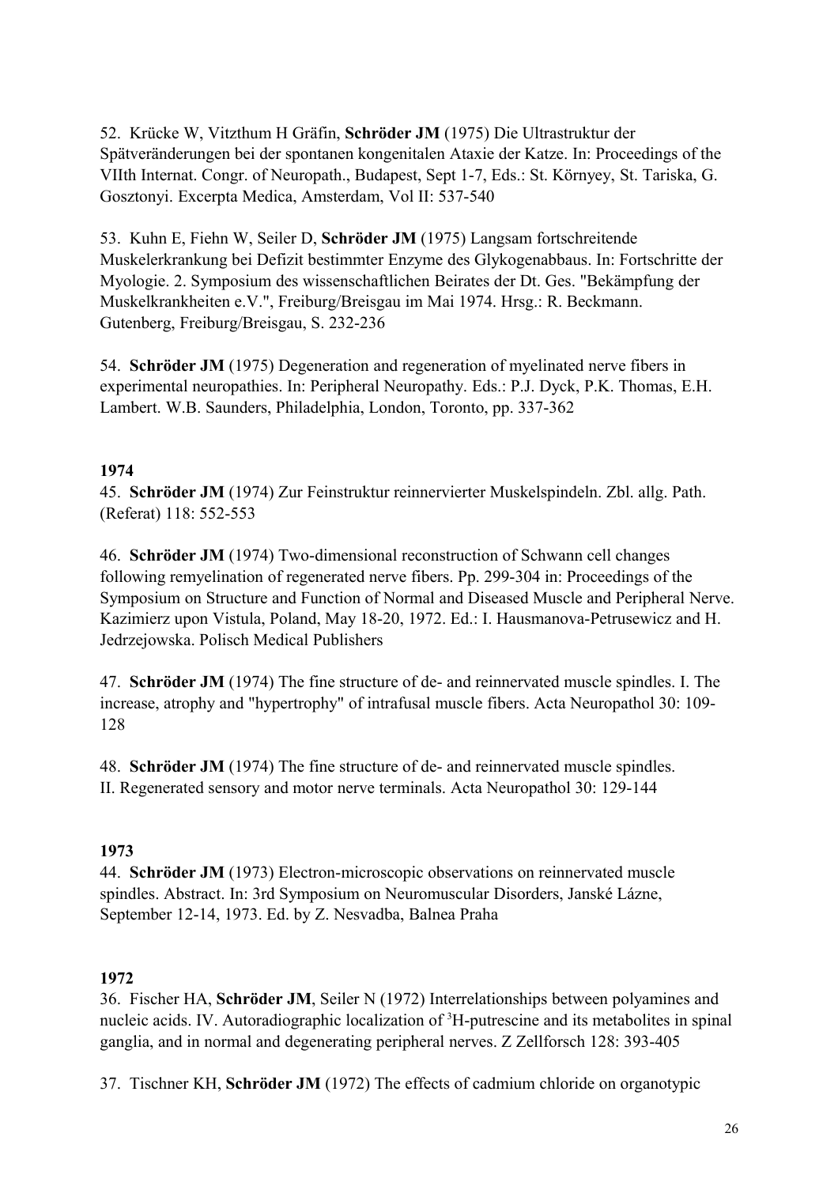52. Krücke W, Vitzthum H Gräfin, **Schröder JM** (1975) Die Ultrastruktur der Spätveränderungen bei der spontanen kongenitalen Ataxie der Katze. In: Proceedings of the VIIth Internat. Congr. of Neuropath., Budapest, Sept 1-7, Eds.: St. Környey, St. Tariska, G. Gosztonyi. Excerpta Medica, Amsterdam, Vol II: 537-540

53. Kuhn E, Fiehn W, Seiler D, **Schröder JM** (1975) Langsam fortschreitende Muskelerkrankung bei Defizit bestimmter Enzyme des Glykogenabbaus. In: Fortschritte der Myologie. 2. Symposium des wissenschaftlichen Beirates der Dt. Ges. "Bekämpfung der Muskelkrankheiten e.V.", Freiburg/Breisgau im Mai 1974. Hrsg.: R. Beckmann. Gutenberg, Freiburg/Breisgau, S. 232-236

54. **Schröder JM** (1975) Degeneration and regeneration of myelinated nerve fibers in experimental neuropathies. In: Peripheral Neuropathy. Eds.: P.J. Dyck, P.K. Thomas, E.H. Lambert. W.B. Saunders, Philadelphia, London, Toronto, pp. 337-362

**1974**

45. **Schröder JM** (1974) Zur Feinstruktur reinnervierter Muskelspindeln. Zbl. allg. Path. (Referat) 118: 552-553

46. **Schröder JM** (1974) Two-dimensional reconstruction of Schwann cell changes following remyelination of regenerated nerve fibers. Pp. 299-304 in: Proceedings of the Symposium on Structure and Function of Normal and Diseased Muscle and Peripheral Nerve. Kazimierz upon Vistula, Poland, May 18-20, 1972. Ed.: I. Hausmanova-Petrusewicz and H. Jedrzejowska. Polisch Medical Publishers

47. **Schröder JM** (1974) The fine structure of de- and reinnervated muscle spindles. I. The increase, atrophy and "hypertrophy" of intrafusal muscle fibers. Acta Neuropathol 30: 109-128

48. **Schröder JM** (1974) The fine structure of de- and reinnervated muscle spindles. II. Regenerated sensory and motor nerve terminals. Acta Neuropathol 30: 129-144

**1973**

44. **Schröder JM** (1973) Electron-microscopic observations on reinnervated muscle spindles. Abstract. In: 3rd Symposium on Neuromuscular Disorders, Janské Lázne, September 12-14, 1973. Ed. by Z. Nesvadba, Balnea Praha

**1972**

36. Fischer HA, **Schröder JM**, Seiler N (1972) Interrelationships between polyamines and nucleic acids. IV. Autoradiographic localization of $^{3}$H-putrescine and its metabolites in spinal ganglia, and in normal and degenerating peripheral nerves. Z Zellforsch 128: 393-405

37. Tischner KH, **Schröder JM** (1972) The effects of cadmium chloride on organotypic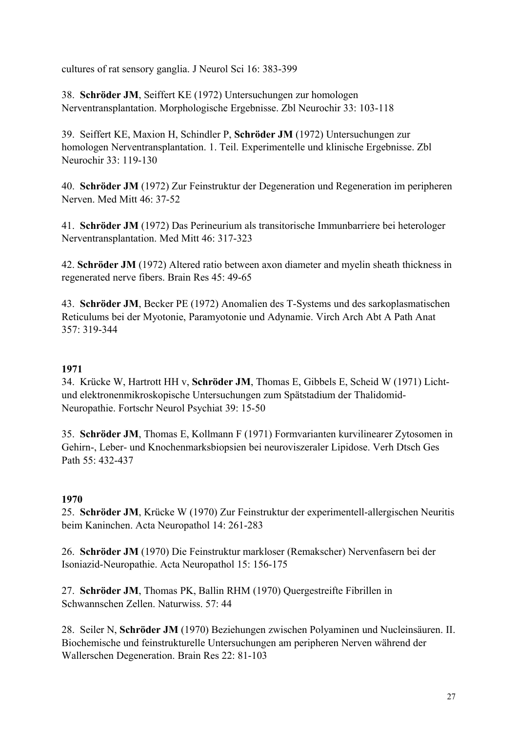cultures of rat sensory ganglia. J Neurol Sci 16: 383-399

38. **Schröder JM**, Seiffert KE (1972) Untersuchungen zur homologen Nerventransplantation. Morphologische Ergebnisse. Zbl Neurochir 33: 103-118

39. Seiffert KE, Maxion H, Schindler P, **Schröder JM** (1972) Untersuchungen zur homologen Nerventransplantation. 1. Teil. Experimentelle und klinische Ergebnisse. Zbl Neurochir 33: 119-130

40. **Schröder JM** (1972) Zur Feinstruktur der Degeneration und Regeneration im peripheren Nerven. Med Mitt 46: 37-52

41. **Schröder JM** (1972) Das Perineurium als transitorische Immunbarriere bei heterologer Nerventransplantation. Med Mitt 46: 317-323

42. **Schröder JM** (1972) Altered ratio between axon diameter and myelin sheath thickness in regenerated nerve fibers. Brain Res 45: 49-65

43. **Schröder JM**, Becker PE (1972) Anomalien des T-Systems und des sarkoplasmatischen Reticulums bei der Myotonie, Paramyotonie und Adynamie. Virch Arch Abt A Path Anat 357: 319-344

**1971**

34. Krücke W, Hartrott HH v, **Schröder JM**, Thomas E, Gibbels E, Scheid W (1971) Licht- und elektronenmikroskopische Untersuchungen zum Spätstadium der Thalidomid-Neuropathie. Fortschr Neurol Psychiat 39: 15-50

35. **Schröder JM**, Thomas E, Kollmann F (1971) Formvarianten kurvilinearer Zytosomen in Gehirn-, Leber- und Knochenmarksbiopsien bei neuroviszeraler Lipidose. Verh Dtsch Ges Path 55: 432-437

**1970**

25. **Schröder JM**, Krücke W (1970) Zur Feinstruktur der experimentell-allergischen Neuritis beim Kaninchen. Acta Neuropathol 14: 261-283

26. **Schröder JM** (1970) Die Feinstruktur markloser (Remakscher) Nervenfasern bei der Isoniazid-Neuropathie. Acta Neuropathol 15: 156-175

27. **Schröder JM**, Thomas PK, Ballin RHM (1970) Quergestreifte Fibrillen in Schwannschen Zellen. Naturwiss. 57: 44

28. Seiler N, **Schröder JM** (1970) Beziehungen zwischen Polyaminen und Nucleinsäuren. II. Biochemische und feinstrukturelle Untersuchungen am peripheren Nerven während der Wallerschen Degeneration. Brain Res 22: 81-103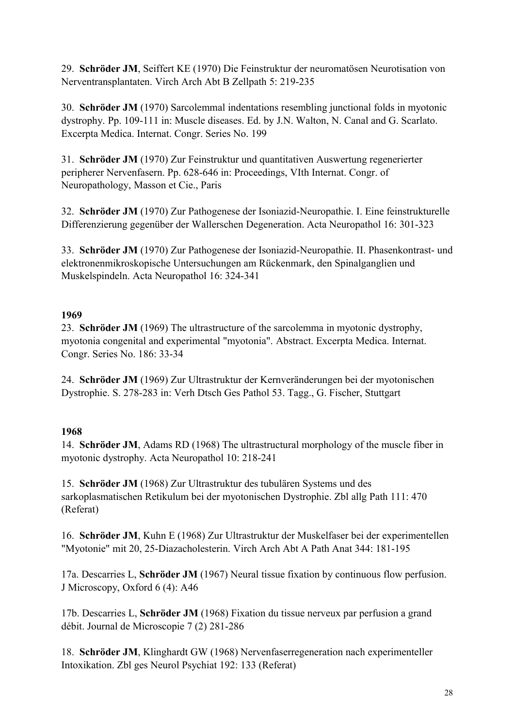29. **Schröder JM**, Seiffert KE (1970) Die Feinstruktur der neuromatösen Neurotisation von Nerventransplantaten. Virch Arch Abt B Zellpath 5: 219-235

30. **Schröder JM** (1970) Sarcolemmal indentations resembling junctional folds in myotonic dystrophy. Pp. 109-111 in: Muscle diseases. Ed. by J.N. Walton, N. Canal and G. Scarlato. Excerpta Medica. Internat. Congr. Series No. 199

31. **Schröder JM** (1970) Zur Feinstruktur und quantitativen Auswertung regenerierter peripherer Nervenfasern. Pp. 628-646 in: Proceedings, VIth Internat. Congr. of Neuropathology, Masson et Cie., Paris

32. **Schröder JM** (1970) Zur Pathogenese der Isoniazid-Neuropathie. I. Eine feinstrukturelle Differenzierung gegenüber der Wallerschen Degeneration. Acta Neuropathol 16: 301-323

33. **Schröder JM** (1970) Zur Pathogenese der Isoniazid-Neuropathie. II. Phasenkontrast- und elektronenmikroskopische Untersuchungen am Rückenmark, den Spinalganglien und Muskelspindeln. Acta Neuropathol 16: 324-341

**1969**

23. **Schröder JM** (1969) The ultrastructure of the sarcolemma in myotonic dystrophy, myotonia congenital and experimental "myotonia". Abstract. Excerpta Medica. Internat. Congr. Series No. 186: 33-34

24. **Schröder JM** (1969) Zur Ultrastruktur der Kernveränderungen bei der myotonischen Dystrophie. S. 278-283 in: Verh Dtsch Ges Pathol 53. Tagg., G. Fischer, Stuttgart

**1968**

14. **Schröder JM**, Adams RD (1968) The ultrastructural morphology of the muscle fiber in myotonic dystrophy. Acta Neuropathol 10: 218-241

15. **Schröder JM** (1968) Zur Ultrastruktur des tubulären Systems und des sarkoplasmatischen Retikulum bei der myotonischen Dystrophie. Zbl allg Path 111: 470 (Referat)

16. **Schröder JM**, Kuhn E (1968) Zur Ultrastruktur der Muskelfaser bei der experimentellen "Myotonie" mit 20, 25-Diazacholesterin. Virch Arch Abt A Path Anat 344: 181-195

17a. Descarries L, **Schröder JM** (1967) Neural tissue fixation by continuous flow perfusion. J Microscopy, Oxford 6 (4): A46

17b. Descarries L, **Schröder JM** (1968) Fixation du tissue nerveux par perfusion a grand débit. Journal de Microscopie 7 (2) 281-286

18. **Schröder JM**, Klinghardt GW (1968) Nervenfaserregeneration nach experimenteller Intoxikation. Zbl ges Neurol Psychiat 192: 133 (Referat)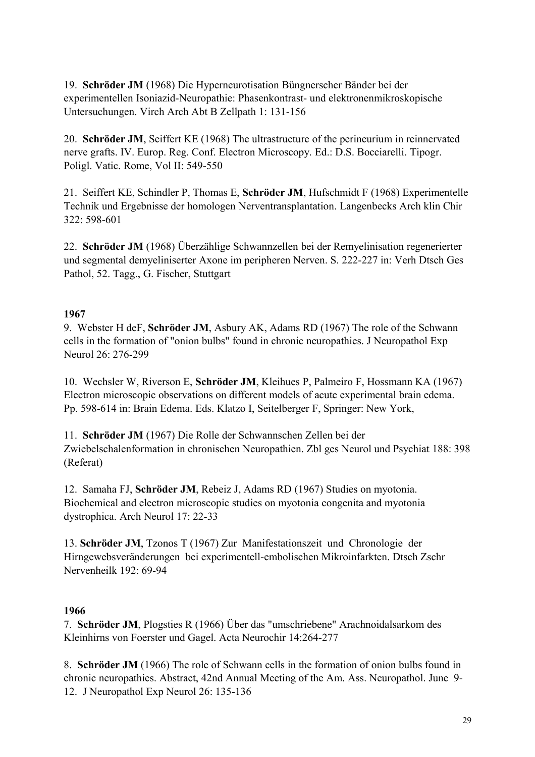19. **Schröder JM** (1968) Die Hyperneurotisation Büngnerscher Bänder bei der experimentellen Isoniazid-Neuropathie: Phasenkontrast- und elektronenmikroskopische Untersuchungen. Virch Arch Abt B Zellpath 1: 131-156

20. **Schröder JM**, Seiffert KE (1968) The ultrastructure of the perineurium in reinnervated nerve grafts. IV. Europ. Reg. Conf. Electron Microscopy. Ed.: D.S. Bocciarelli. Tipogr. Poligl. Vatic. Rome, Vol II: 549-550

21. Seiffert KE, Schindler P, Thomas E, **Schröder JM**, Hufschmidt F (1968) Experimentelle Technik und Ergebnisse der homologen Nerventransplantation. Langenbecks Arch klin Chir 322: 598-601

22. **Schröder JM** (1968) Überzählige Schwannzellen bei der Remyelinisation regenerierter und segmental demyeliniserter Axone im peripheren Nerven. S. 222-227 in: Verh Dtsch Ges Pathol, 52. Tagg., G. Fischer, Stuttgart

**1967**

9. Webster H deF, **Schröder JM**, Asbury AK, Adams RD (1967) The role of the Schwann cells in the formation of "onion bulbs" found in chronic neuropathies. J Neuropathol Exp Neurol 26: 276-299

10. Wechsler W, Riverson E, **Schröder JM**, Kleihues P, Palmeiro F, Hossmann KA (1967) Electron microscopic observations on different models of acute experimental brain edema. Pp. 598-614 in: Brain Edema. Eds. Klatzo I, Seitelberger F, Springer: New York,

11. **Schröder JM** (1967) Die Rolle der Schwannschen Zellen bei der Zwiebelschalenformation in chronischen Neuropathien. Zbl ges Neurol und Psychiat 188: 398 (Referat)

12. Samaha FJ, **Schröder JM**, Rebeiz J, Adams RD (1967) Studies on myotonia. Biochemical and electron microscopic studies on myotonia congenita and myotonia dystrophica. Arch Neurol 17: 22-33

13. **Schröder JM**, Tzonos T (1967) Zur Manifestationszeit und Chronologie der Hirngewebsveränderungen bei experimentell-embolischen Mikroinfarkten. Dtsch Zschr Nervenheilk 192: 69-94

**1966**

7. **Schröder JM**, Plogsties R (1966) Über das "umschriebene" Arachnoidalsarkom des Kleinhirns von Foerster und Gagel. Acta Neurochir 14:264-277

8. **Schröder JM** (1966) The role of Schwann cells in the formation of onion bulbs found in chronic neuropathies. Abstract, 42nd Annual Meeting of the Am. Ass. Neuropathol. June 9-12. J Neuropathol Exp Neurol 26: 135-136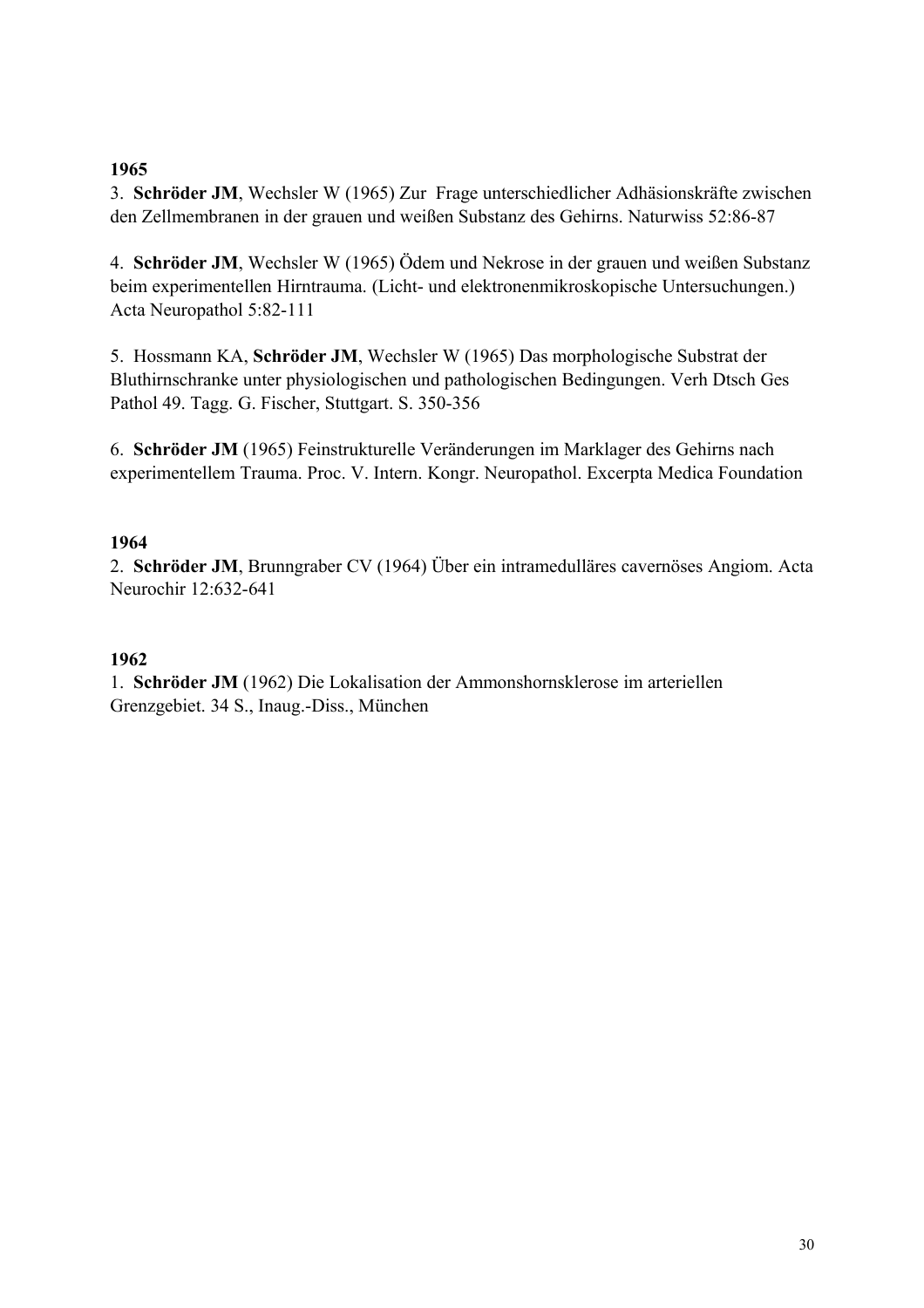**1965**

3. **Schröder JM**, Wechsler W (1965) Zur Frage unterschiedlicher Adhäsionskräfte zwischen den Zellmembranen in der grauen und weißen Substanz des Gehirns. Naturwiss 52:86-87

4. **Schröder JM**, Wechsler W (1965) Ödem und Nekrose in der grauen und weißen Substanz beim experimentellen Hirntrauma. (Licht- und elektronenmikroskopische Untersuchungen.) Acta Neuropathol 5:82-111

5. Hossmann KA, **Schröder JM**, Wechsler W (1965) Das morphologische Substrat der Bluthirnschranke unter physiologischen und pathologischen Bedingungen. Verh Dtsch Ges Pathol 49. Tagg. G. Fischer, Stuttgart. S. 350-356

6. **Schröder JM** (1965) Feinstrukturelle Veränderungen im Marklager des Gehirns nach experimentellem Trauma. Proc. V. Intern. Kongr. Neuropathol. Excerpta Medica Foundation

**1964**

2. **Schröder JM**, Brunngraber CV (1964) Über ein intramedulläres cavernöses Angiom. Acta Neurochir 12:632-641

**1962**

1. **Schröder JM** (1962) Die Lokalisation der Ammonshornsklerose im arteriellen Grenzgebiet. 34 S., Inaug.-Diss., München